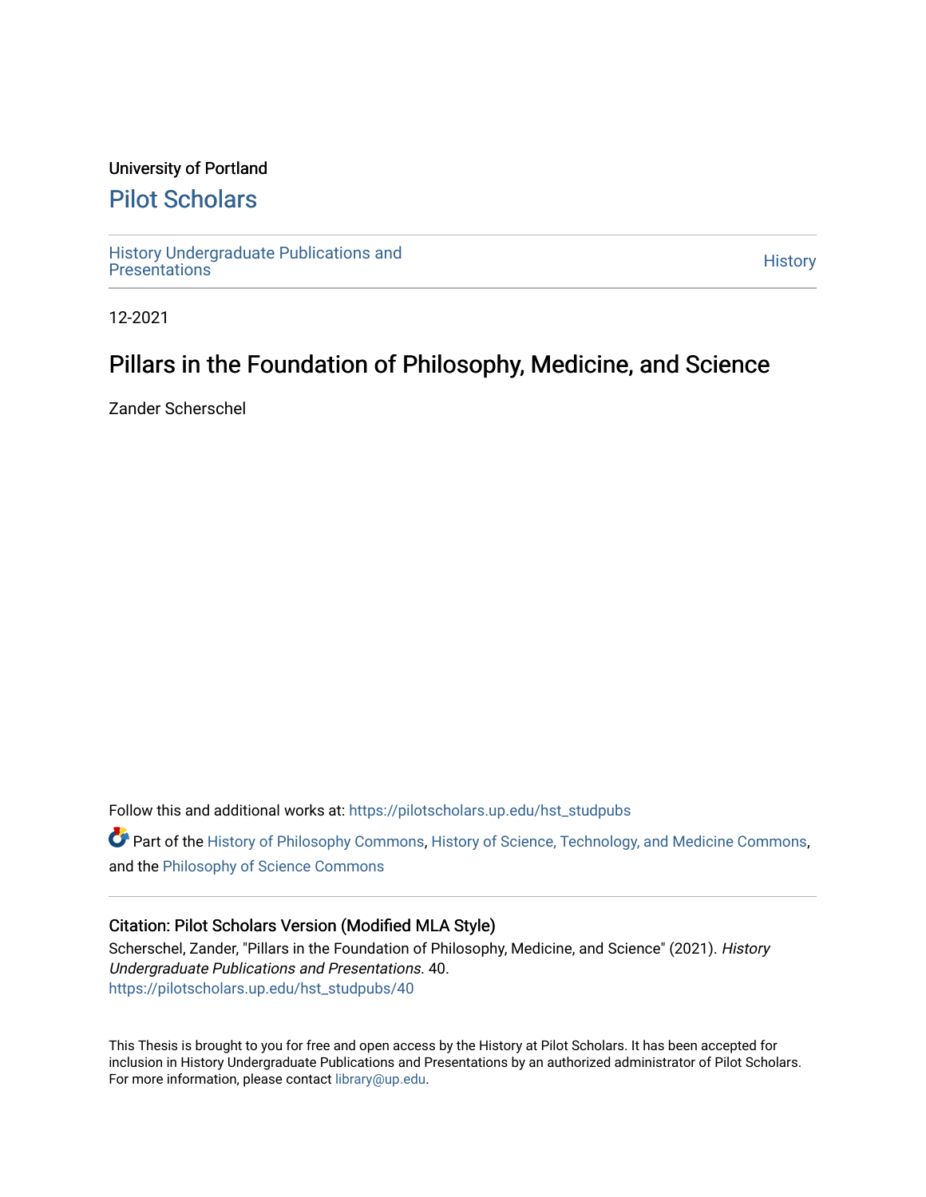University of Portland

# Pilot Scholars

History Undergraduate Publications and Presentations

History

12-2021

# Pillars in the Foundation of Philosophy, Medicine, and Science

Zander Scherschel

Follow this and additional works at: https://pilotscholars.up.edu/hst_studpubs

Part of the History of Philosophy Commons, History of Science, Technology, and Medicine Commons, and the Philosophy of Science Commons

## Citation: Pilot Scholars Version (Modified MLA Style)

Scherschel, Zander, "Pillars in the Foundation of Philosophy, Medicine, and Science" (2021). *History Undergraduate Publications and Presentations*. 40.
https://pilotscholars.up.edu/hst_studpubs/40

This Thesis is brought to you for free and open access by the History at Pilot Scholars. It has been accepted for inclusion in History Undergraduate Publications and Presentations by an authorized administrator of Pilot Scholars. For more information, please contact library@up.edu.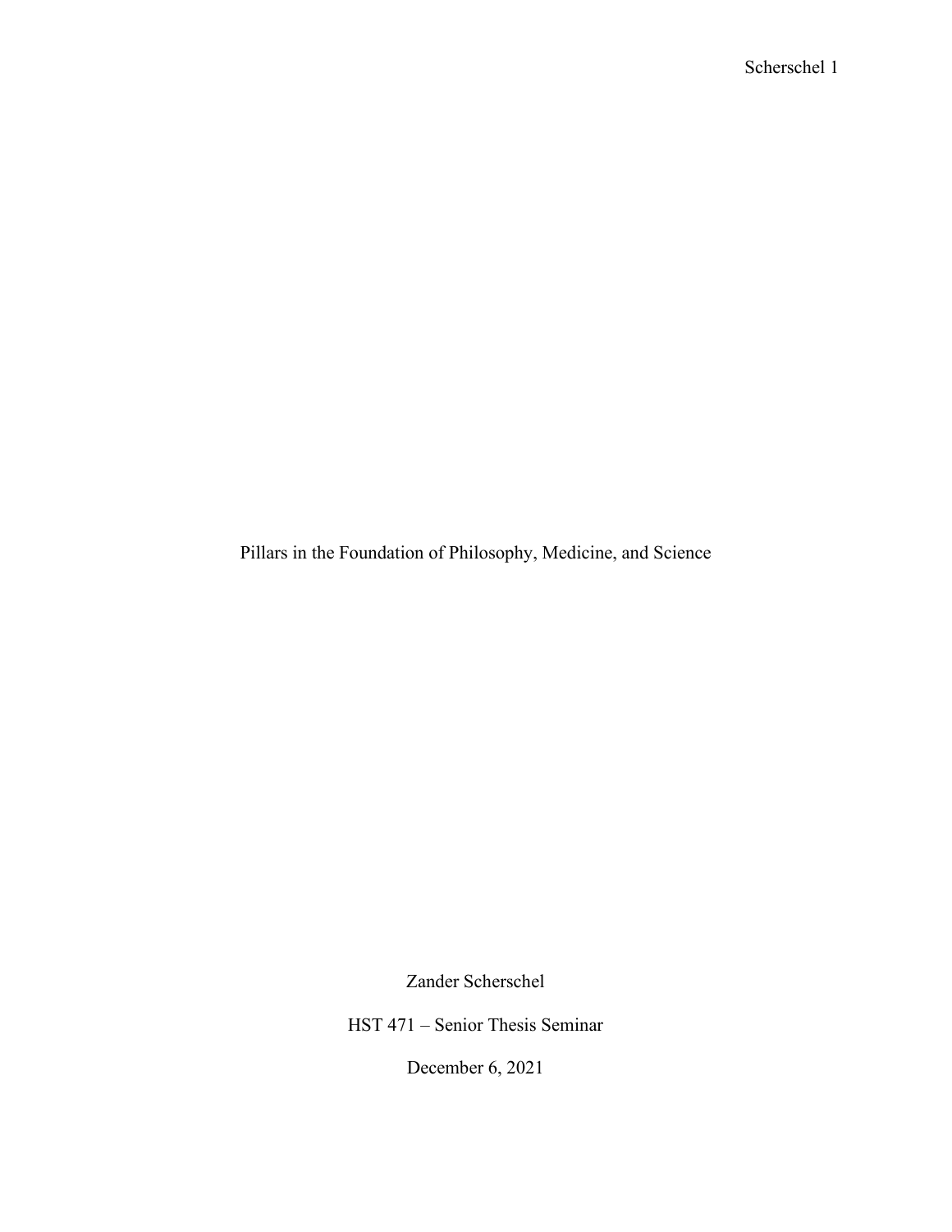# Pillars in the Foundation of Philosophy, Medicine, and Science

Zander Scherschel

HST 471 – Senior Thesis Seminar

December 6, 2021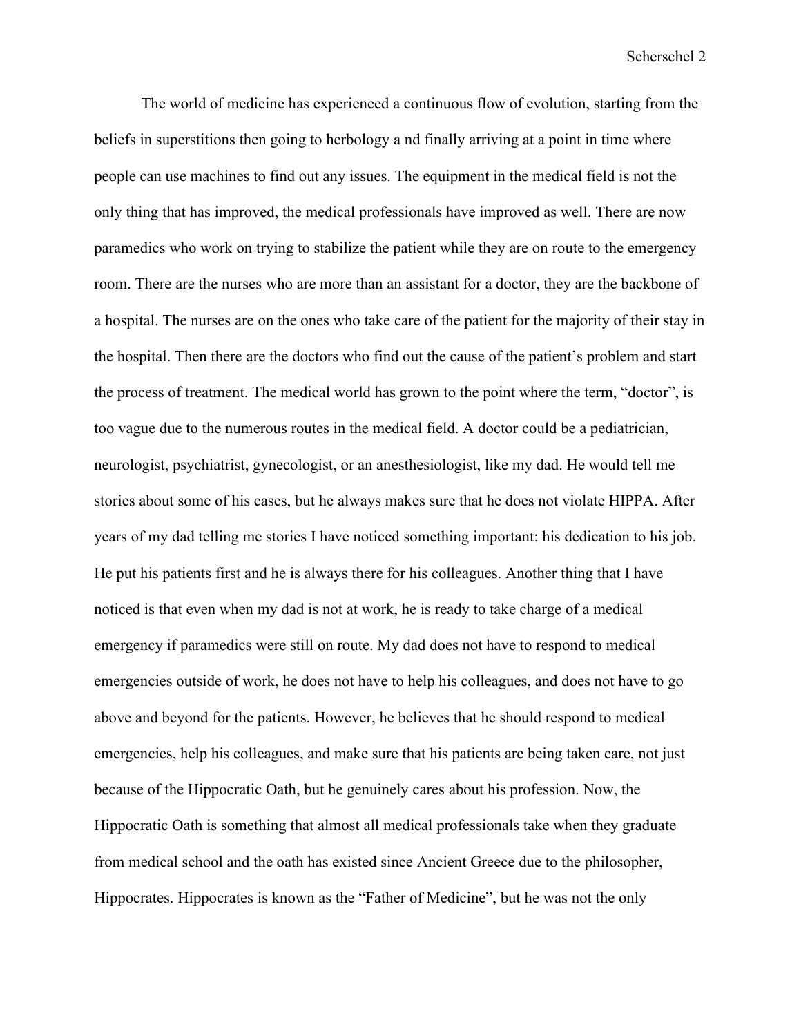The world of medicine has experienced a continuous flow of evolution, starting from the beliefs in superstitions then going to herbology a nd finally arriving at a point in time where people can use machines to find out any issues. The equipment in the medical field is not the only thing that has improved, the medical professionals have improved as well. There are now paramedics who work on trying to stabilize the patient while they are on route to the emergency room. There are the nurses who are more than an assistant for a doctor, they are the backbone of a hospital. The nurses are on the ones who take care of the patient for the majority of their stay in the hospital. Then there are the doctors who find out the cause of the patient's problem and start the process of treatment. The medical world has grown to the point where the term, "doctor", is too vague due to the numerous routes in the medical field. A doctor could be a pediatrician, neurologist, psychiatrist, gynecologist, or an anesthesiologist, like my dad. He would tell me stories about some of his cases, but he always makes sure that he does not violate HIPPA. After years of my dad telling me stories I have noticed something important: his dedication to his job. He put his patients first and he is always there for his colleagues. Another thing that I have noticed is that even when my dad is not at work, he is ready to take charge of a medical emergency if paramedics were still on route. My dad does not have to respond to medical emergencies outside of work, he does not have to help his colleagues, and does not have to go above and beyond for the patients. However, he believes that he should respond to medical emergencies, help his colleagues, and make sure that his patients are being taken care, not just because of the Hippocratic Oath, but he genuinely cares about his profession. Now, the Hippocratic Oath is something that almost all medical professionals take when they graduate from medical school and the oath has existed since Ancient Greece due to the philosopher, Hippocrates. Hippocrates is known as the "Father of Medicine", but he was not the only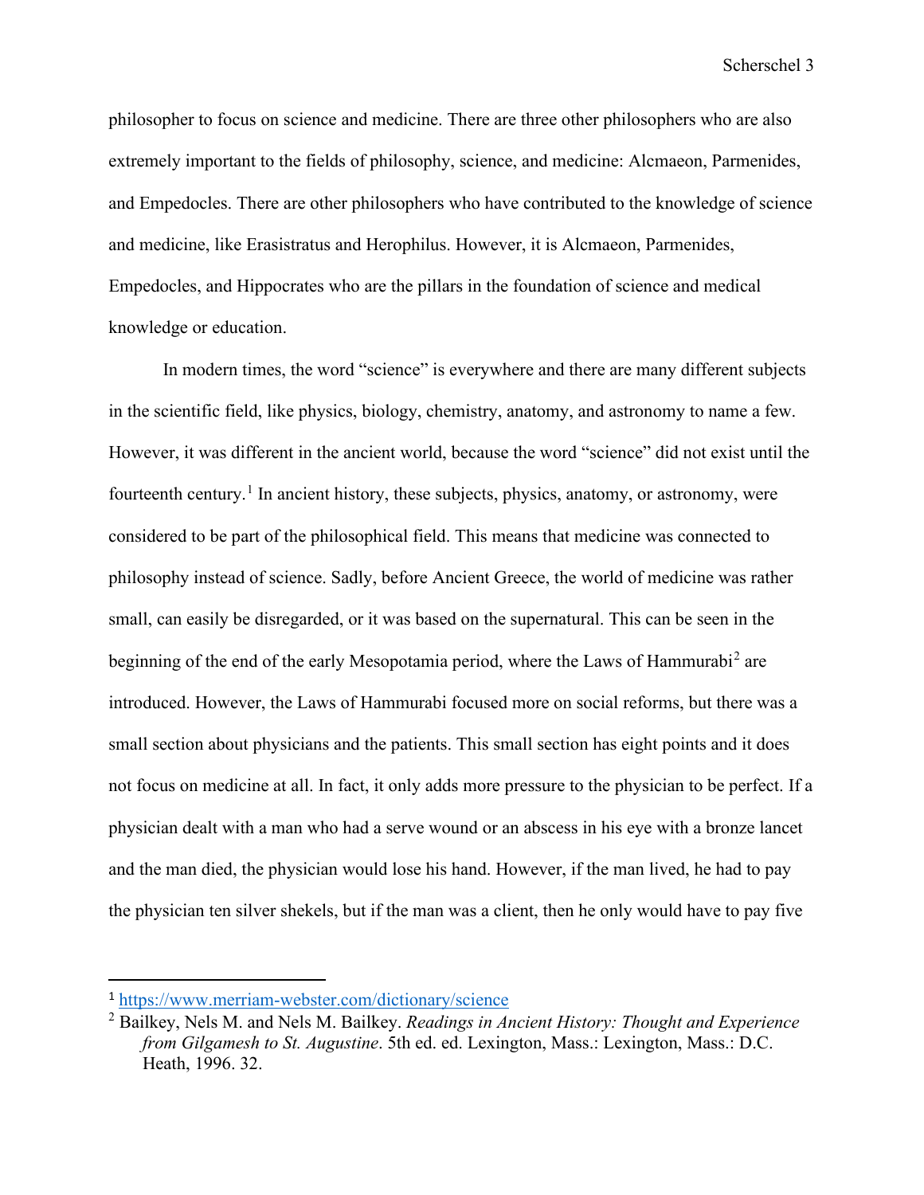philosopher to focus on science and medicine. There are three other philosophers who are also extremely important to the fields of philosophy, science, and medicine: Alcmaeon, Parmenides, and Empedocles. There are other philosophers who have contributed to the knowledge of science and medicine, like Erasistratus and Herophilus. However, it is Alcmaeon, Parmenides, Empedocles, and Hippocrates who are the pillars in the foundation of science and medical knowledge or education.

In modern times, the word "science" is everywhere and there are many different subjects in the scientific field, like physics, biology, chemistry, anatomy, and astronomy to name a few. However, it was different in the ancient world, because the word "science" did not exist until the fourteenth century.[1] In ancient history, these subjects, physics, anatomy, or astronomy, were considered to be part of the philosophical field. This means that medicine was connected to philosophy instead of science. Sadly, before Ancient Greece, the world of medicine was rather small, can easily be disregarded, or it was based on the supernatural. This can be seen in the beginning of the end of the early Mesopotamia period, where the Laws of Hammurabi[2] are introduced. However, the Laws of Hammurabi focused more on social reforms, but there was a small section about physicians and the patients. This small section has eight points and it does not focus on medicine at all. In fact, it only adds more pressure to the physician to be perfect. If a physician dealt with a man who had a serve wound or an abscess in his eye with a bronze lancet and the man died, the physician would lose his hand. However, if the man lived, he had to pay the physician ten silver shekels, but if the man was a client, then he only would have to pay five

---

[1] https://www.merriam-webster.com/dictionary/science

[2] Bailkey, Nels M. and Nels M. Bailkey. *Readings in Ancient History: Thought and Experience from Gilgamesh to St. Augustine*. 5th ed. ed. Lexington, Mass.: Lexington, Mass.: D.C. Heath, 1996. 32.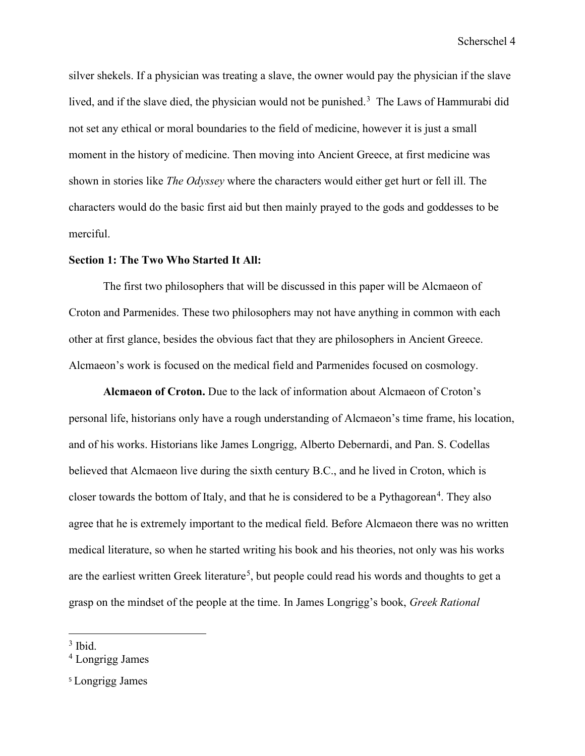silver shekels. If a physician was treating a slave, the owner would pay the physician if the slave lived, and if the slave died, the physician would not be punished.[3] The Laws of Hammurabi did not set any ethical or moral boundaries to the field of medicine, however it is just a small moment in the history of medicine. Then moving into Ancient Greece, at first medicine was shown in stories like *The Odyssey* where the characters would either get hurt or fell ill. The characters would do the basic first aid but then mainly prayed to the gods and goddesses to be merciful.

**Section 1: The Two Who Started It All:**

The first two philosophers that will be discussed in this paper will be Alcmaeon of Croton and Parmenides. These two philosophers may not have anything in common with each other at first glance, besides the obvious fact that they are philosophers in Ancient Greece. Alcmaeon's work is focused on the medical field and Parmenides focused on cosmology.

**Alcmaeon of Croton.** Due to the lack of information about Alcmaeon of Croton's personal life, historians only have a rough understanding of Alcmaeon's time frame, his location, and of his works. Historians like James Longrigg, Alberto Debernardi, and Pan. S. Codellas believed that Alcmaeon live during the sixth century B.C., and he lived in Croton, which is closer towards the bottom of Italy, and that he is considered to be a Pythagorean[4]. They also agree that he is extremely important to the medical field. Before Alcmaeon there was no written medical literature, so when he started writing his book and his theories, not only was his works are the earliest written Greek literature[5], but people could read his words and thoughts to get a grasp on the mindset of the people at the time. In James Longrigg's book, *Greek Rational*

---

[3] Ibid.

[4] Longrigg James

[5] Longrigg James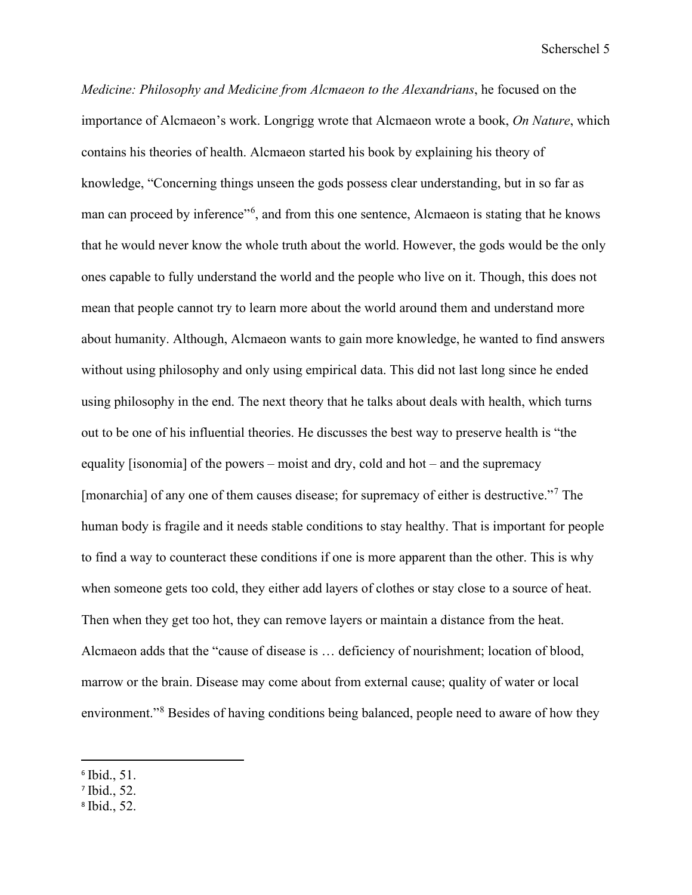*Medicine: Philosophy and Medicine from Alcmaeon to the Alexandrians*, he focused on the importance of Alcmaeon's work. Longrigg wrote that Alcmaeon wrote a book, *On Nature*, which contains his theories of health. Alcmaeon started his book by explaining his theory of knowledge, "Concerning things unseen the gods possess clear understanding, but in so far as man can proceed by inference"[6], and from this one sentence, Alcmaeon is stating that he knows that he would never know the whole truth about the world. However, the gods would be the only ones capable to fully understand the world and the people who live on it. Though, this does not mean that people cannot try to learn more about the world around them and understand more about humanity. Although, Alcmaeon wants to gain more knowledge, he wanted to find answers without using philosophy and only using empirical data. This did not last long since he ended using philosophy in the end. The next theory that he talks about deals with health, which turns out to be one of his influential theories. He discusses the best way to preserve health is "the equality [isonomia] of the powers – moist and dry, cold and hot – and the supremacy [monarchia] of any one of them causes disease; for supremacy of either is destructive."[7] The human body is fragile and it needs stable conditions to stay healthy. That is important for people to find a way to counteract these conditions if one is more apparent than the other. This is why when someone gets too cold, they either add layers of clothes or stay close to a source of heat. Then when they get too hot, they can remove layers or maintain a distance from the heat. Alcmaeon adds that the "cause of disease is … deficiency of nourishment; location of blood, marrow or the brain. Disease may come about from external cause; quality of water or local environment."[8] Besides of having conditions being balanced, people need to aware of how they

---

[6] Ibid., 51.
[7] Ibid., 52.
[8] Ibid., 52.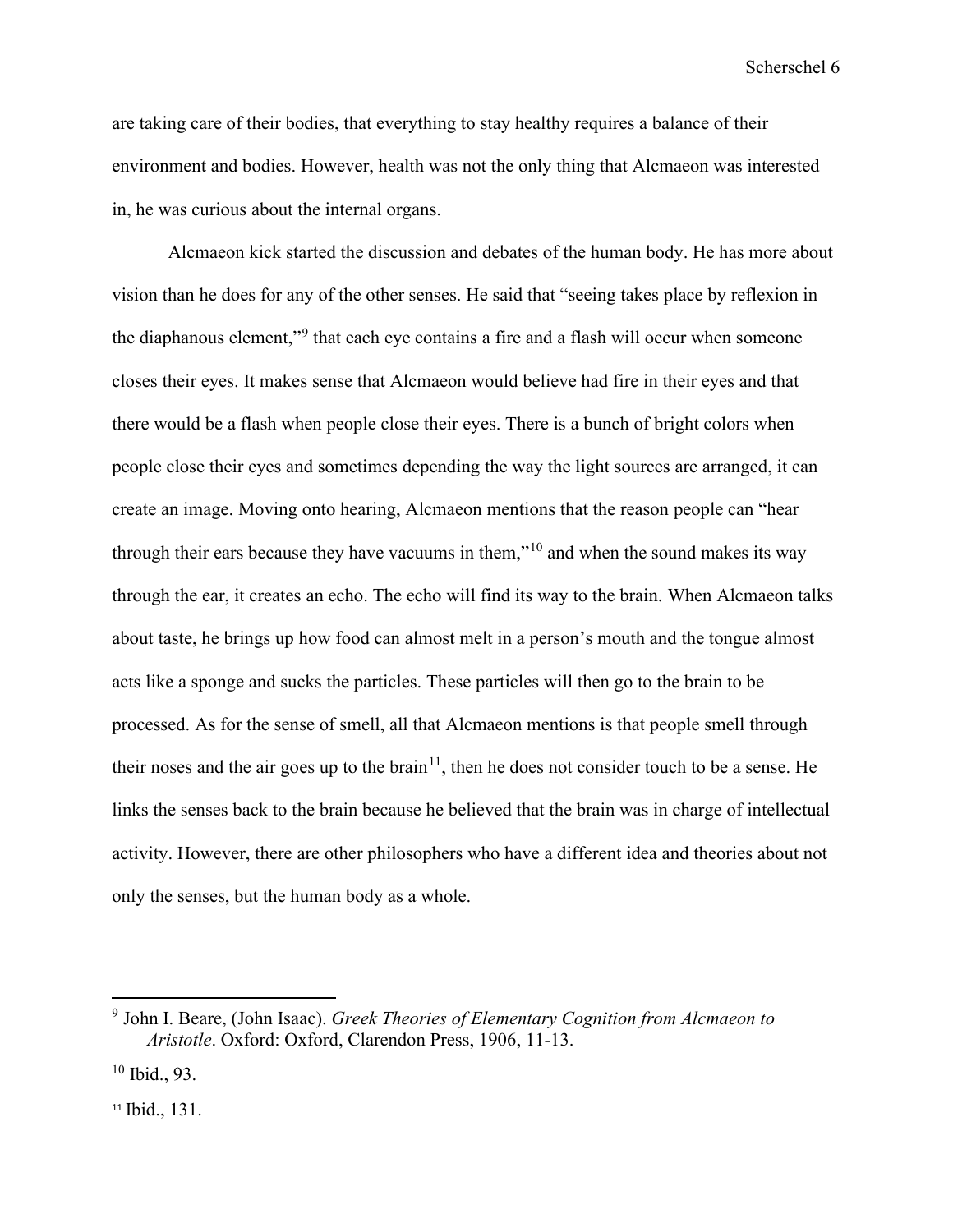are taking care of their bodies, that everything to stay healthy requires a balance of their environment and bodies. However, health was not the only thing that Alcmaeon was interested in, he was curious about the internal organs.

Alcmaeon kick started the discussion and debates of the human body. He has more about vision than he does for any of the other senses. He said that "seeing takes place by reflexion in the diaphanous element,"[9] that each eye contains a fire and a flash will occur when someone closes their eyes. It makes sense that Alcmaeon would believe had fire in their eyes and that there would be a flash when people close their eyes. There is a bunch of bright colors when people close their eyes and sometimes depending the way the light sources are arranged, it can create an image. Moving onto hearing, Alcmaeon mentions that the reason people can "hear through their ears because they have vacuums in them,"[10] and when the sound makes its way through the ear, it creates an echo. The echo will find its way to the brain. When Alcmaeon talks about taste, he brings up how food can almost melt in a person's mouth and the tongue almost acts like a sponge and sucks the particles. These particles will then go to the brain to be processed. As for the sense of smell, all that Alcmaeon mentions is that people smell through their noses and the air goes up to the brain[11], then he does not consider touch to be a sense. He links the senses back to the brain because he believed that the brain was in charge of intellectual activity. However, there are other philosophers who have a different idea and theories about not only the senses, but the human body as a whole.

---

[9] John I. Beare, (John Isaac). *Greek Theories of Elementary Cognition from Alcmaeon to Aristotle*. Oxford: Oxford, Clarendon Press, 1906, 11-13.

[10] Ibid., 93.

[11] Ibid., 131.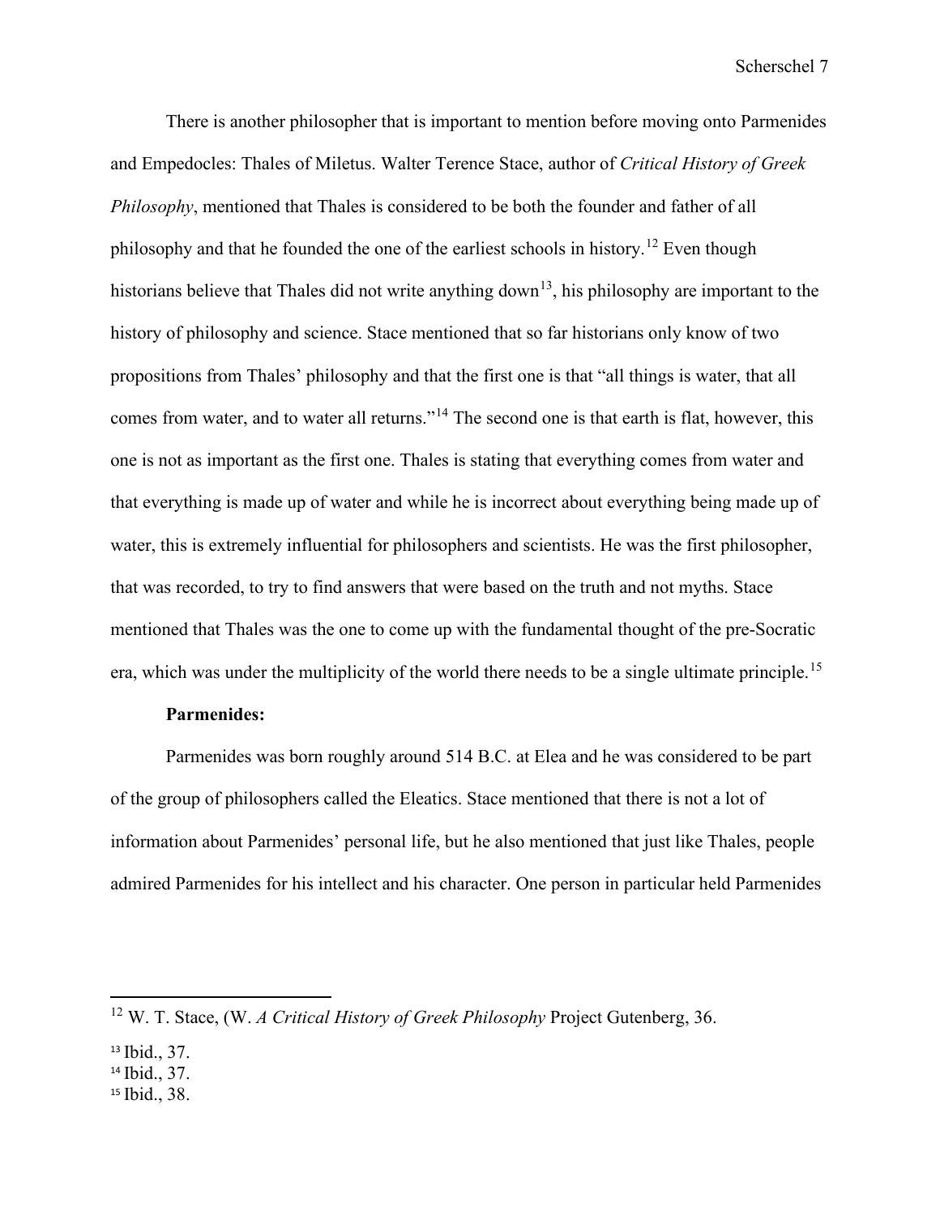There is another philosopher that is important to mention before moving onto Parmenides and Empedocles: Thales of Miletus. Walter Terence Stace, author of *Critical History of Greek Philosophy*, mentioned that Thales is considered to be both the founder and father of all philosophy and that he founded the one of the earliest schools in history.[12] Even though historians believe that Thales did not write anything down[13], his philosophy are important to the history of philosophy and science. Stace mentioned that so far historians only know of two propositions from Thales' philosophy and that the first one is that "all things is water, that all comes from water, and to water all returns."[14] The second one is that earth is flat, however, this one is not as important as the first one. Thales is stating that everything comes from water and that everything is made up of water and while he is incorrect about everything being made up of water, this is extremely influential for philosophers and scientists. He was the first philosopher, that was recorded, to try to find answers that were based on the truth and not myths. Stace mentioned that Thales was the one to come up with the fundamental thought of the pre-Socratic era, which was under the multiplicity of the world there needs to be a single ultimate principle.[15]

**Parmenides:**

Parmenides was born roughly around 514 B.C. at Elea and he was considered to be part of the group of philosophers called the Eleatics. Stace mentioned that there is not a lot of information about Parmenides' personal life, but he also mentioned that just like Thales, people admired Parmenides for his intellect and his character. One person in particular held Parmenides

---

[12] W. T. Stace, (W. *A Critical History of Greek Philosophy* Project Gutenberg, 36.

[13] Ibid., 37.

[14] Ibid., 37.

[15] Ibid., 38.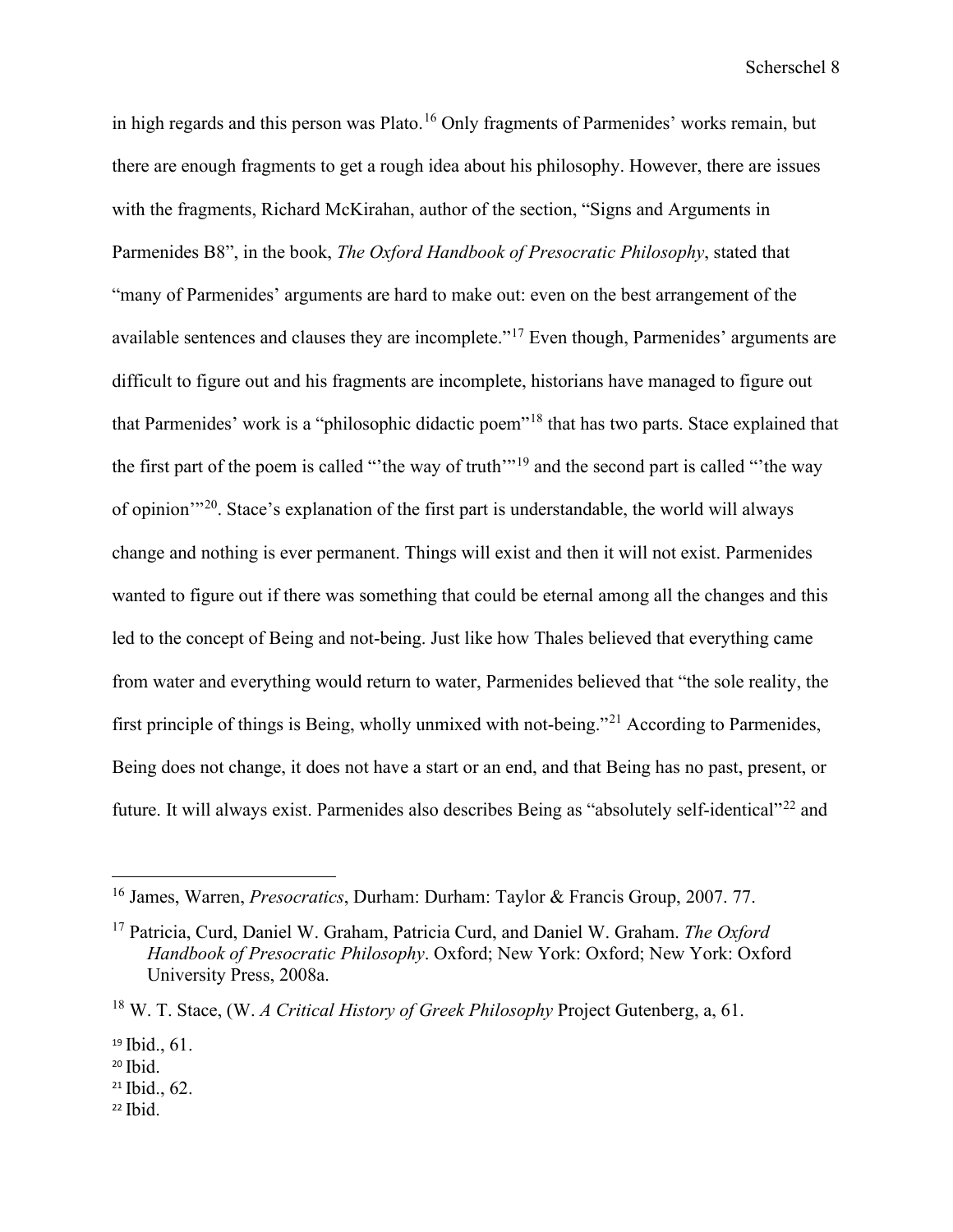in high regards and this person was Plato.[16] Only fragments of Parmenides' works remain, but there are enough fragments to get a rough idea about his philosophy. However, there are issues with the fragments, Richard McKirahan, author of the section, "Signs and Arguments in Parmenides B8", in the book, *The Oxford Handbook of Presocratic Philosophy*, stated that "many of Parmenides' arguments are hard to make out: even on the best arrangement of the available sentences and clauses they are incomplete."[17] Even though, Parmenides' arguments are difficult to figure out and his fragments are incomplete, historians have managed to figure out that Parmenides' work is a "philosophic didactic poem"[18] that has two parts. Stace explained that the first part of the poem is called "'the way of truth'"[19] and the second part is called "'the way of opinion'"[20]. Stace's explanation of the first part is understandable, the world will always change and nothing is ever permanent. Things will exist and then it will not exist. Parmenides wanted to figure out if there was something that could be eternal among all the changes and this led to the concept of Being and not-being. Just like how Thales believed that everything came from water and everything would return to water, Parmenides believed that "the sole reality, the first principle of things is Being, wholly unmixed with not-being."[21] According to Parmenides, Being does not change, it does not have a start or an end, and that Being has no past, present, or future. It will always exist. Parmenides also describes Being as "absolutely self-identical"[22] and

---

[16] James, Warren, *Presocratics*, Durham: Durham: Taylor & Francis Group, 2007. 77.

[17] Patricia, Curd, Daniel W. Graham, Patricia Curd, and Daniel W. Graham. *The Oxford Handbook of Presocratic Philosophy*. Oxford; New York: Oxford; New York: Oxford University Press, 2008a.

[18] W. T. Stace, (W. *A Critical History of Greek Philosophy* Project Gutenberg, a, 61.

[19] Ibid., 61.

[20] Ibid.

[21] Ibid., 62.

[22] Ibid.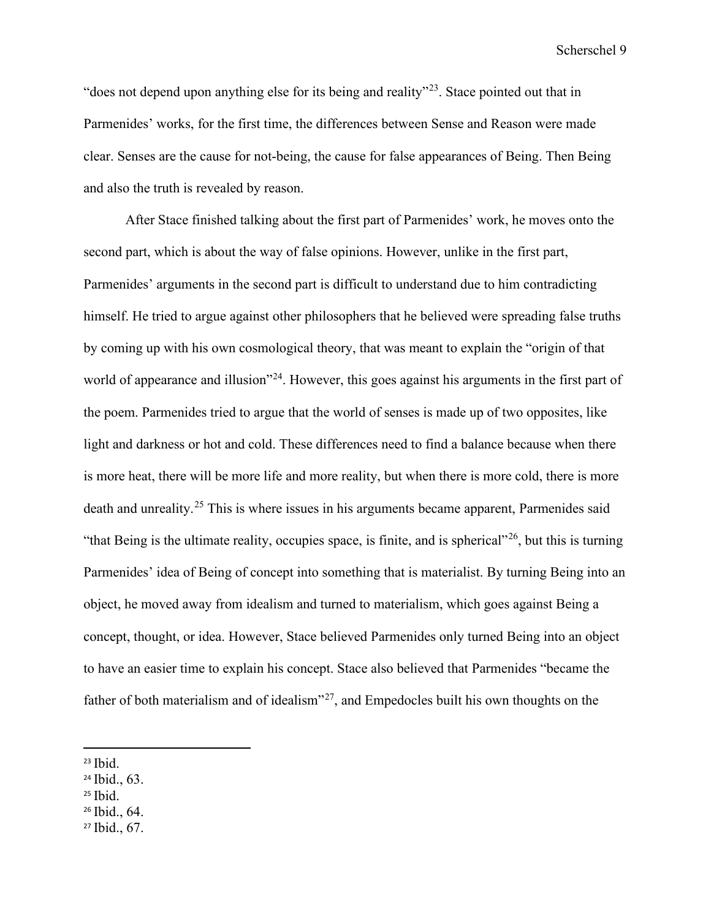"does not depend upon anything else for its being and reality"[23]. Stace pointed out that in Parmenides' works, for the first time, the differences between Sense and Reason were made clear. Senses are the cause for not-being, the cause for false appearances of Being. Then Being and also the truth is revealed by reason.

After Stace finished talking about the first part of Parmenides' work, he moves onto the second part, which is about the way of false opinions. However, unlike in the first part, Parmenides' arguments in the second part is difficult to understand due to him contradicting himself. He tried to argue against other philosophers that he believed were spreading false truths by coming up with his own cosmological theory, that was meant to explain the "origin of that world of appearance and illusion"[24]. However, this goes against his arguments in the first part of the poem. Parmenides tried to argue that the world of senses is made up of two opposites, like light and darkness or hot and cold. These differences need to find a balance because when there is more heat, there will be more life and more reality, but when there is more cold, there is more death and unreality.[25] This is where issues in his arguments became apparent, Parmenides said "that Being is the ultimate reality, occupies space, is finite, and is spherical"[26], but this is turning Parmenides' idea of Being of concept into something that is materialist. By turning Being into an object, he moved away from idealism and turned to materialism, which goes against Being a concept, thought, or idea. However, Stace believed Parmenides only turned Being into an object to have an easier time to explain his concept. Stace also believed that Parmenides "became the father of both materialism and of idealism"[27], and Empedocles built his own thoughts on the

[23] Ibid.
[24] Ibid., 63.
[25] Ibid.
[26] Ibid., 64.
[27] Ibid., 67.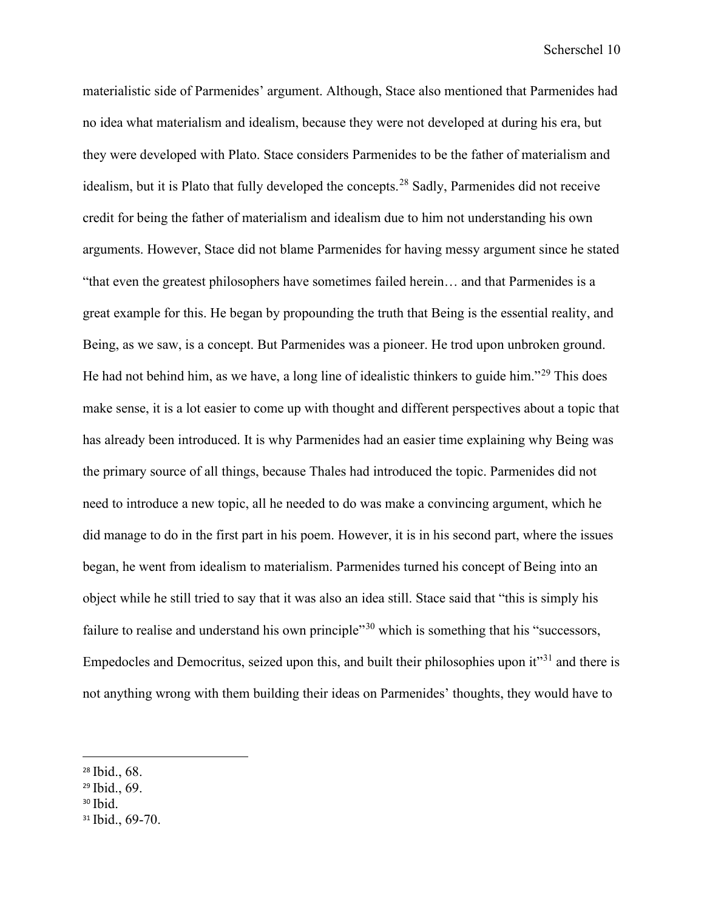materialistic side of Parmenides' argument. Although, Stace also mentioned that Parmenides had no idea what materialism and idealism, because they were not developed at during his era, but they were developed with Plato. Stace considers Parmenides to be the father of materialism and idealism, but it is Plato that fully developed the concepts.[28] Sadly, Parmenides did not receive credit for being the father of materialism and idealism due to him not understanding his own arguments. However, Stace did not blame Parmenides for having messy argument since he stated "that even the greatest philosophers have sometimes failed herein… and that Parmenides is a great example for this. He began by propounding the truth that Being is the essential reality, and Being, as we saw, is a concept. But Parmenides was a pioneer. He trod upon unbroken ground. He had not behind him, as we have, a long line of idealistic thinkers to guide him."[29] This does make sense, it is a lot easier to come up with thought and different perspectives about a topic that has already been introduced. It is why Parmenides had an easier time explaining why Being was the primary source of all things, because Thales had introduced the topic. Parmenides did not need to introduce a new topic, all he needed to do was make a convincing argument, which he did manage to do in the first part in his poem. However, it is in his second part, where the issues began, he went from idealism to materialism. Parmenides turned his concept of Being into an object while he still tried to say that it was also an idea still. Stace said that "this is simply his failure to realise and understand his own principle"[30] which is something that his "successors, Empedocles and Democritus, seized upon this, and built their philosophies upon it"[31] and there is not anything wrong with them building their ideas on Parmenides' thoughts, they would have to

[28] Ibid., 68.
[29] Ibid., 69.
[30] Ibid.
[31] Ibid., 69-70.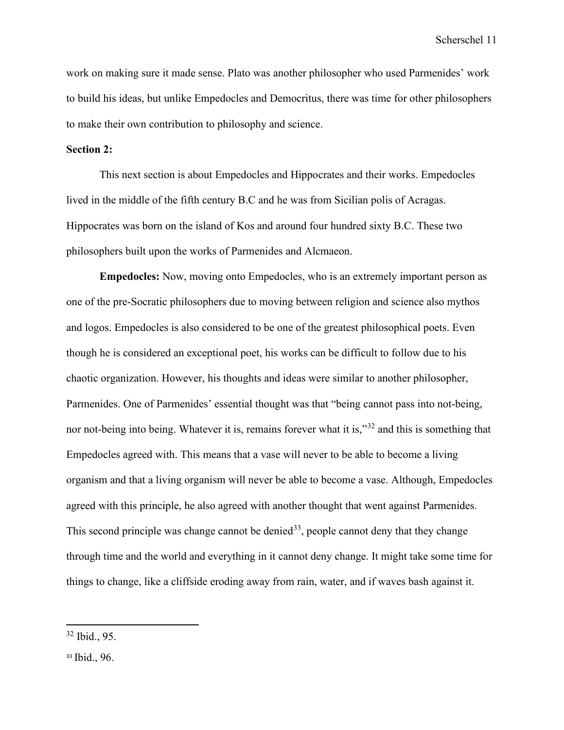work on making sure it made sense. Plato was another philosopher who used Parmenides' work to build his ideas, but unlike Empedocles and Democritus, there was time for other philosophers to make their own contribution to philosophy and science.

**Section 2:**

This next section is about Empedocles and Hippocrates and their works. Empedocles lived in the middle of the fifth century B.C and he was from Sicilian polis of Acragas. Hippocrates was born on the island of Kos and around four hundred sixty B.C. These two philosophers built upon the works of Parmenides and Alcmaeon.

**Empedocles:** Now, moving onto Empedocles, who is an extremely important person as one of the pre-Socratic philosophers due to moving between religion and science also mythos and logos. Empedocles is also considered to be one of the greatest philosophical poets. Even though he is considered an exceptional poet, his works can be difficult to follow due to his chaotic organization. However, his thoughts and ideas were similar to another philosopher, Parmenides. One of Parmenides' essential thought was that "being cannot pass into not-being, nor not-being into being. Whatever it is, remains forever what it is,"[32] and this is something that Empedocles agreed with. This means that a vase will never to be able to become a living organism and that a living organism will never be able to become a vase. Although, Empedocles agreed with this principle, he also agreed with another thought that went against Parmenides. This second principle was change cannot be denied[33], people cannot deny that they change through time and the world and everything in it cannot deny change. It might take some time for things to change, like a cliffside eroding away from rain, water, and if waves bash against it.

---

[32] Ibid., 95.

[33] Ibid., 96.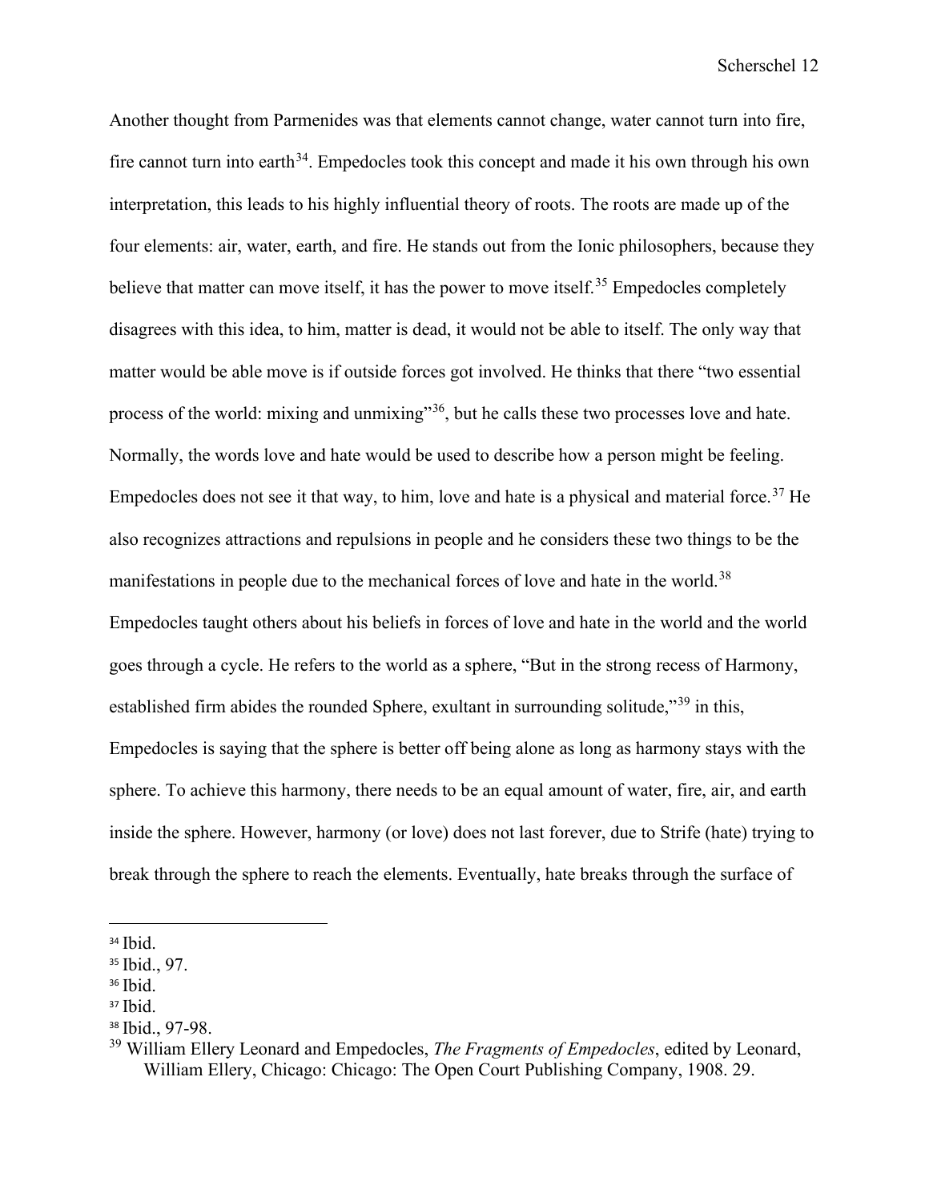Another thought from Parmenides was that elements cannot change, water cannot turn into fire, fire cannot turn into earth[34]. Empedocles took this concept and made it his own through his own interpretation, this leads to his highly influential theory of roots. The roots are made up of the four elements: air, water, earth, and fire. He stands out from the Ionic philosophers, because they believe that matter can move itself, it has the power to move itself.[35] Empedocles completely disagrees with this idea, to him, matter is dead, it would not be able to itself. The only way that matter would be able move is if outside forces got involved. He thinks that there "two essential process of the world: mixing and unmixing"[36], but he calls these two processes love and hate. Normally, the words love and hate would be used to describe how a person might be feeling. Empedocles does not see it that way, to him, love and hate is a physical and material force.[37] He also recognizes attractions and repulsions in people and he considers these two things to be the manifestations in people due to the mechanical forces of love and hate in the world.[38] Empedocles taught others about his beliefs in forces of love and hate in the world and the world goes through a cycle. He refers to the world as a sphere, "But in the strong recess of Harmony, established firm abides the rounded Sphere, exultant in surrounding solitude,"[39] in this, Empedocles is saying that the sphere is better off being alone as long as harmony stays with the sphere. To achieve this harmony, there needs to be an equal amount of water, fire, air, and earth inside the sphere. However, harmony (or love) does not last forever, due to Strife (hate) trying to break through the sphere to reach the elements. Eventually, hate breaks through the surface of

---

[34] Ibid.

[35] Ibid., 97.

[36] Ibid.

[37] Ibid.

[38] Ibid., 97-98.

[39] William Ellery Leonard and Empedocles, *The Fragments of Empedocles*, edited by Leonard, William Ellery, Chicago: Chicago: The Open Court Publishing Company, 1908. 29.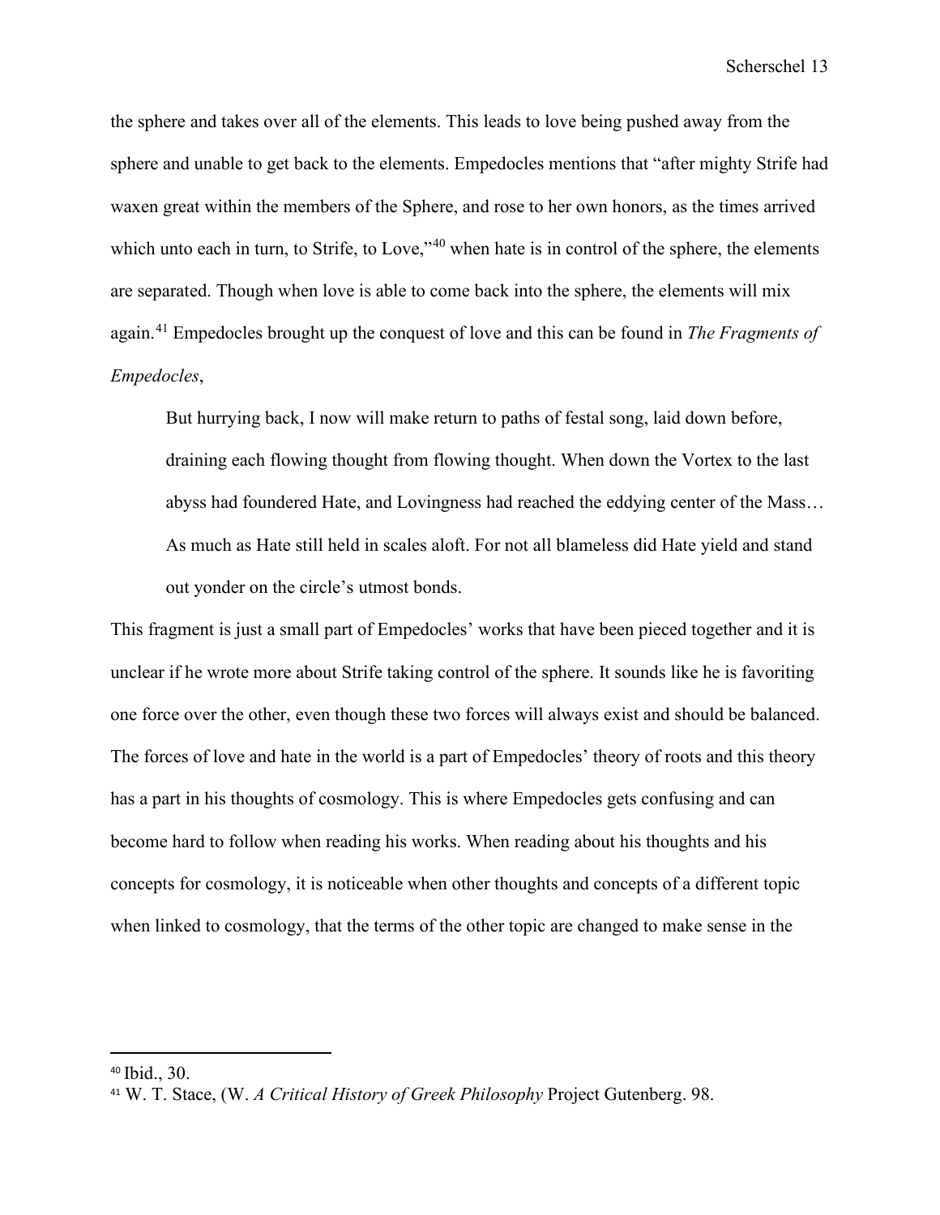the sphere and takes over all of the elements. This leads to love being pushed away from the sphere and unable to get back to the elements. Empedocles mentions that "after mighty Strife had waxen great within the members of the Sphere, and rose to her own honors, as the times arrived which unto each in turn, to Strife, to Love,"[40] when hate is in control of the sphere, the elements are separated. Though when love is able to come back into the sphere, the elements will mix again.[41] Empedocles brought up the conquest of love and this can be found in *The Fragments of Empedocles*,

> But hurrying back, I now will make return to paths of festal song, laid down before, draining each flowing thought from flowing thought. When down the Vortex to the last abyss had foundered Hate, and Lovingness had reached the eddying center of the Mass… As much as Hate still held in scales aloft. For not all blameless did Hate yield and stand out yonder on the circle's utmost bonds.

This fragment is just a small part of Empedocles' works that have been pieced together and it is unclear if he wrote more about Strife taking control of the sphere. It sounds like he is favoriting one force over the other, even though these two forces will always exist and should be balanced. The forces of love and hate in the world is a part of Empedocles' theory of roots and this theory has a part in his thoughts of cosmology. This is where Empedocles gets confusing and can become hard to follow when reading his works. When reading about his thoughts and his concepts for cosmology, it is noticeable when other thoughts and concepts of a different topic when linked to cosmology, that the terms of the other topic are changed to make sense in the

---

[40] Ibid., 30.

[41] W. T. Stace, (W. *A Critical History of Greek Philosophy* Project Gutenberg. 98.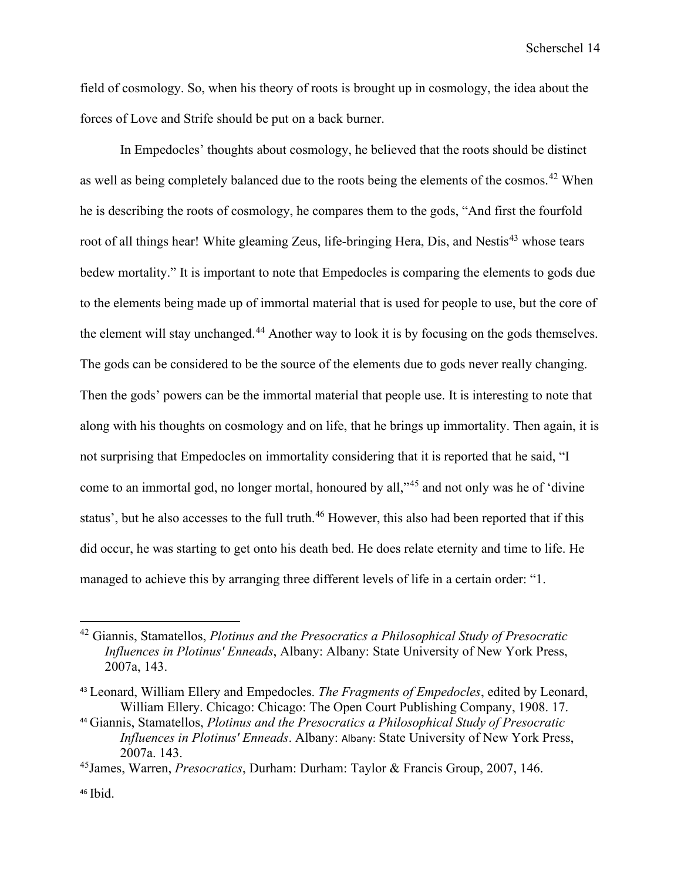field of cosmology. So, when his theory of roots is brought up in cosmology, the idea about the forces of Love and Strife should be put on a back burner.

In Empedocles' thoughts about cosmology, he believed that the roots should be distinct as well as being completely balanced due to the roots being the elements of the cosmos.[42] When he is describing the roots of cosmology, he compares them to the gods, "And first the fourfold root of all things hear! White gleaming Zeus, life-bringing Hera, Dis, and Nestis[43] whose tears bedew mortality." It is important to note that Empedocles is comparing the elements to gods due to the elements being made up of immortal material that is used for people to use, but the core of the element will stay unchanged.[44] Another way to look it is by focusing on the gods themselves. The gods can be considered to be the source of the elements due to gods never really changing. Then the gods' powers can be the immortal material that people use. It is interesting to note that along with his thoughts on cosmology and on life, that he brings up immortality. Then again, it is not surprising that Empedocles on immortality considering that it is reported that he said, "I come to an immortal god, no longer mortal, honoured by all,"[45] and not only was he of 'divine status', but he also accesses to the full truth.[46] However, this also had been reported that if this did occur, he was starting to get onto his death bed. He does relate eternity and time to life. He managed to achieve this by arranging three different levels of life in a certain order: "1.

---

[42] Giannis, Stamatellos, *Plotinus and the Presocratics a Philosophical Study of Presocratic Influences in Plotinus' Enneads*, Albany: Albany: State University of New York Press, 2007a, 143.

[43] Leonard, William Ellery and Empedocles. *The Fragments of Empedocles*, edited by Leonard, William Ellery. Chicago: Chicago: The Open Court Publishing Company, 1908. 17.

[44] Giannis, Stamatellos, *Plotinus and the Presocratics a Philosophical Study of Presocratic Influences in Plotinus' Enneads*. Albany: Albany: State University of New York Press, 2007a. 143.

[45] James, Warren, *Presocratics*, Durham: Durham: Taylor & Francis Group, 2007, 146.

[46] Ibid.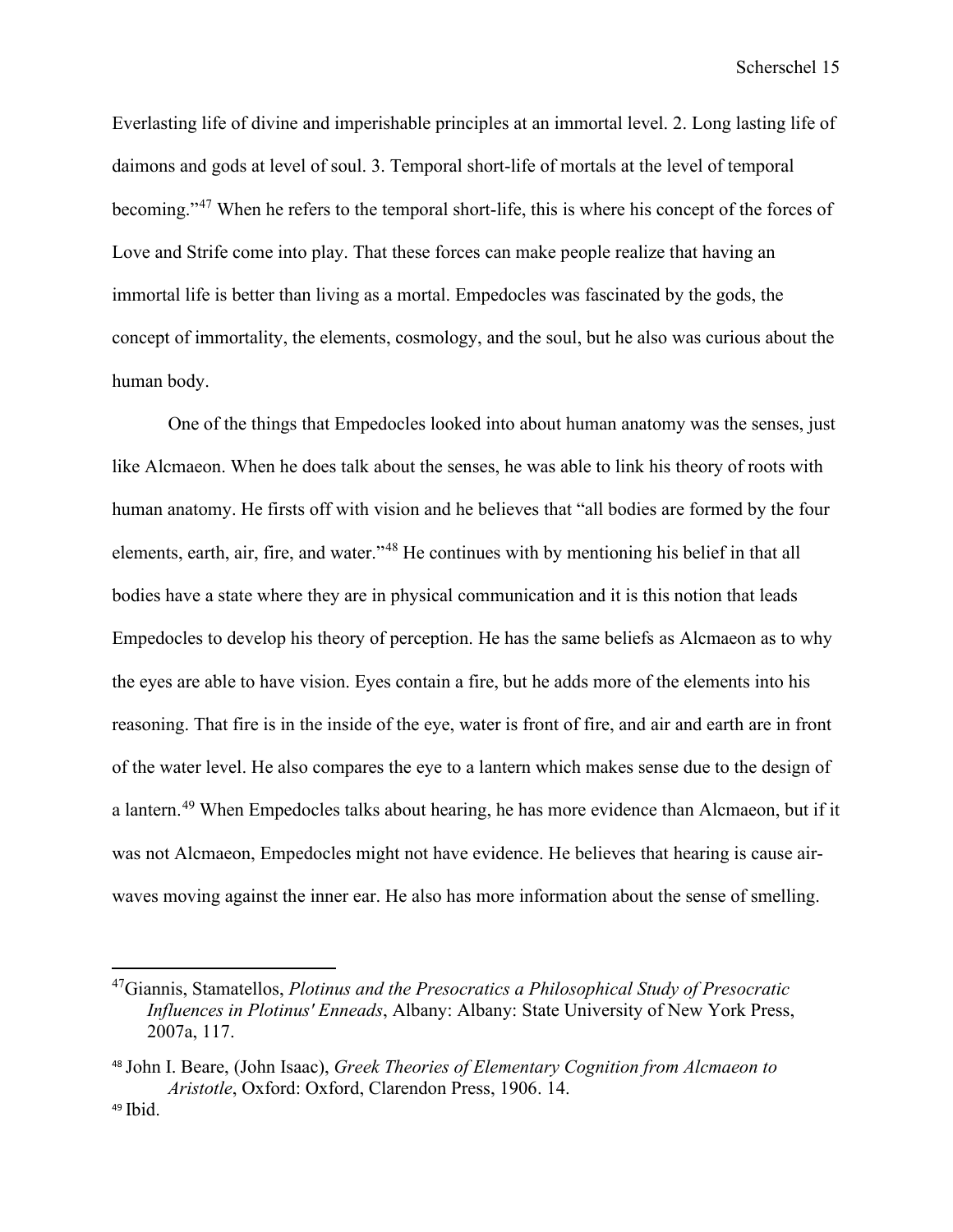Everlasting life of divine and imperishable principles at an immortal level. 2. Long lasting life of daimons and gods at level of soul. 3. Temporal short-life of mortals at the level of temporal becoming."[47] When he refers to the temporal short-life, this is where his concept of the forces of Love and Strife come into play. That these forces can make people realize that having an immortal life is better than living as a mortal. Empedocles was fascinated by the gods, the concept of immortality, the elements, cosmology, and the soul, but he also was curious about the human body.

One of the things that Empedocles looked into about human anatomy was the senses, just like Alcmaeon. When he does talk about the senses, he was able to link his theory of roots with human anatomy. He firsts off with vision and he believes that "all bodies are formed by the four elements, earth, air, fire, and water."[48] He continues with by mentioning his belief in that all bodies have a state where they are in physical communication and it is this notion that leads Empedocles to develop his theory of perception. He has the same beliefs as Alcmaeon as to why the eyes are able to have vision. Eyes contain a fire, but he adds more of the elements into his reasoning. That fire is in the inside of the eye, water is front of fire, and air and earth are in front of the water level. He also compares the eye to a lantern which makes sense due to the design of a lantern.[49] When Empedocles talks about hearing, he has more evidence than Alcmaeon, but if it was not Alcmaeon, Empedocles might not have evidence. He believes that hearing is cause air-waves moving against the inner ear. He also has more information about the sense of smelling.

---

[47] Giannis, Stamatellos, *Plotinus and the Presocratics a Philosophical Study of Presocratic Influences in Plotinus' Enneads*, Albany: Albany: State University of New York Press, 2007a, 117.

[48] John I. Beare, (John Isaac), *Greek Theories of Elementary Cognition from Alcmaeon to Aristotle*, Oxford: Oxford, Clarendon Press, 1906. 14.

[49] Ibid.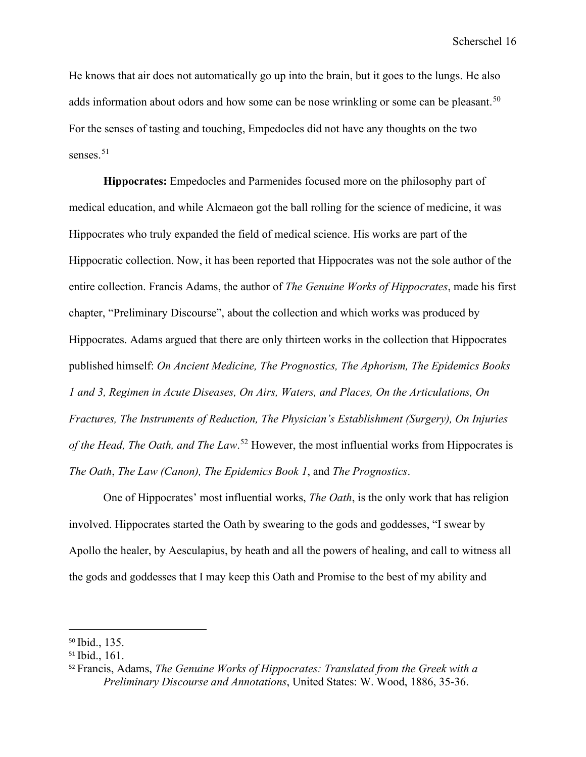He knows that air does not automatically go up into the brain, but it goes to the lungs. He also adds information about odors and how some can be nose wrinkling or some can be pleasant.[50] For the senses of tasting and touching, Empedocles did not have any thoughts on the two senses.[51]

**Hippocrates:** Empedocles and Parmenides focused more on the philosophy part of medical education, and while Alcmaeon got the ball rolling for the science of medicine, it was Hippocrates who truly expanded the field of medical science. His works are part of the Hippocratic collection. Now, it has been reported that Hippocrates was not the sole author of the entire collection. Francis Adams, the author of *The Genuine Works of Hippocrates*, made his first chapter, "Preliminary Discourse", about the collection and which works was produced by Hippocrates. Adams argued that there are only thirteen works in the collection that Hippocrates published himself: *On Ancient Medicine, The Prognostics, The Aphorism, The Epidemics Books 1 and 3, Regimen in Acute Diseases, On Airs, Waters, and Places, On the Articulations, On Fractures, The Instruments of Reduction, The Physician's Establishment (Surgery), On Injuries of the Head, The Oath, and The Law*.[52] However, the most influential works from Hippocrates is *The Oath*, *The Law (Canon), The Epidemics Book 1*, and *The Prognostics*.

One of Hippocrates' most influential works, *The Oath*, is the only work that has religion involved. Hippocrates started the Oath by swearing to the gods and goddesses, "I swear by Apollo the healer, by Aesculapius, by heath and all the powers of healing, and call to witness all the gods and goddesses that I may keep this Oath and Promise to the best of my ability and

---

[50] Ibid., 135.

[51] Ibid., 161.

[52] Francis, Adams, *The Genuine Works of Hippocrates: Translated from the Greek with a Preliminary Discourse and Annotations*, United States: W. Wood, 1886, 35-36.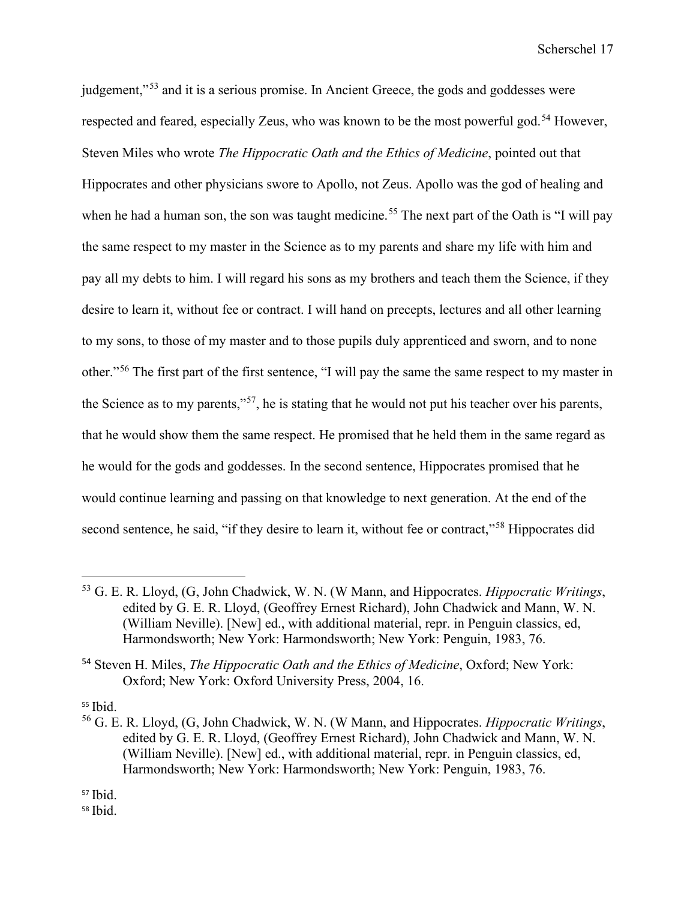judgement,"[53] and it is a serious promise. In Ancient Greece, the gods and goddesses were respected and feared, especially Zeus, who was known to be the most powerful god.[54] However, Steven Miles who wrote *The Hippocratic Oath and the Ethics of Medicine*, pointed out that Hippocrates and other physicians swore to Apollo, not Zeus. Apollo was the god of healing and when he had a human son, the son was taught medicine.[55] The next part of the Oath is "I will pay the same respect to my master in the Science as to my parents and share my life with him and pay all my debts to him. I will regard his sons as my brothers and teach them the Science, if they desire to learn it, without fee or contract. I will hand on precepts, lectures and all other learning to my sons, to those of my master and to those pupils duly apprenticed and sworn, and to none other."[56] The first part of the first sentence, "I will pay the same the same respect to my master in the Science as to my parents,"[57], he is stating that he would not put his teacher over his parents, that he would show them the same respect. He promised that he held them in the same regard as he would for the gods and goddesses. In the second sentence, Hippocrates promised that he would continue learning and passing on that knowledge to next generation. At the end of the second sentence, he said, "if they desire to learn it, without fee or contract,"[58] Hippocrates did

---

[53] G. E. R. Lloyd, (G, John Chadwick, W. N. (W Mann, and Hippocrates. *Hippocratic Writings*, edited by G. E. R. Lloyd, (Geoffrey Ernest Richard), John Chadwick and Mann, W. N. (William Neville). [New] ed., with additional material, repr. in Penguin classics, ed, Harmondsworth; New York: Harmondsworth; New York: Penguin, 1983, 76.

[54] Steven H. Miles, *The Hippocratic Oath and the Ethics of Medicine*, Oxford; New York: Oxford; New York: Oxford University Press, 2004, 16.

[55] Ibid.

[56] G. E. R. Lloyd, (G, John Chadwick, W. N. (W Mann, and Hippocrates. *Hippocratic Writings*, edited by G. E. R. Lloyd, (Geoffrey Ernest Richard), John Chadwick and Mann, W. N. (William Neville). [New] ed., with additional material, repr. in Penguin classics, ed, Harmondsworth; New York: Harmondsworth; New York: Penguin, 1983, 76.

[57] Ibid.

[58] Ibid.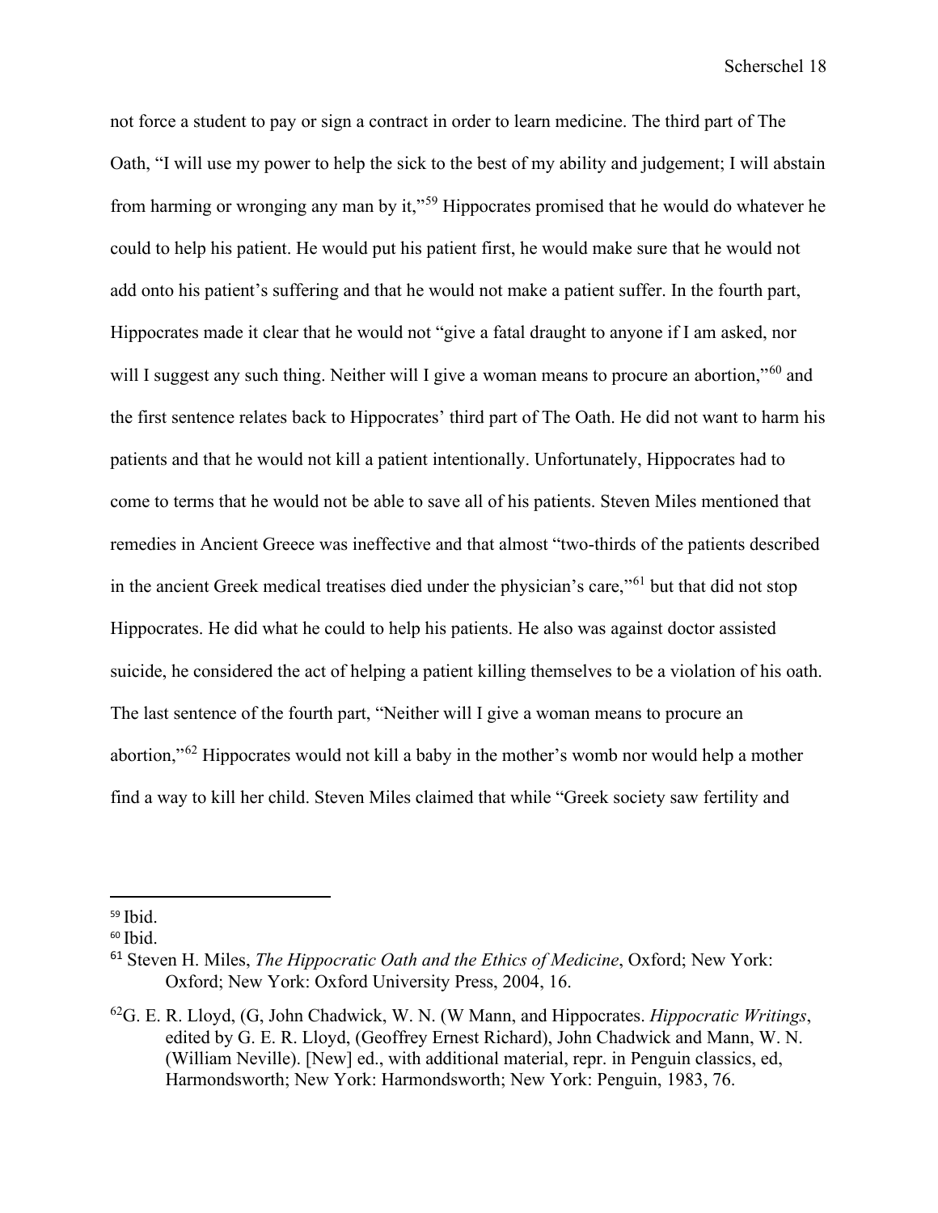not force a student to pay or sign a contract in order to learn medicine. The third part of The Oath, "I will use my power to help the sick to the best of my ability and judgement; I will abstain from harming or wronging any man by it,"[59] Hippocrates promised that he would do whatever he could to help his patient. He would put his patient first, he would make sure that he would not add onto his patient's suffering and that he would not make a patient suffer. In the fourth part, Hippocrates made it clear that he would not "give a fatal draught to anyone if I am asked, nor will I suggest any such thing. Neither will I give a woman means to procure an abortion,"[60] and the first sentence relates back to Hippocrates' third part of The Oath. He did not want to harm his patients and that he would not kill a patient intentionally. Unfortunately, Hippocrates had to come to terms that he would not be able to save all of his patients. Steven Miles mentioned that remedies in Ancient Greece was ineffective and that almost "two-thirds of the patients described in the ancient Greek medical treatises died under the physician's care,"[61] but that did not stop Hippocrates. He did what he could to help his patients. He also was against doctor assisted suicide, he considered the act of helping a patient killing themselves to be a violation of his oath. The last sentence of the fourth part, "Neither will I give a woman means to procure an abortion,"[62] Hippocrates would not kill a baby in the mother's womb nor would help a mother find a way to kill her child. Steven Miles claimed that while "Greek society saw fertility and

---

[59] Ibid.

[60] Ibid.

[61] Steven H. Miles, *The Hippocratic Oath and the Ethics of Medicine*, Oxford; New York: Oxford; New York: Oxford University Press, 2004, 16.

[62] G. E. R. Lloyd, (G, John Chadwick, W. N. (W Mann, and Hippocrates. *Hippocratic Writings*, edited by G. E. R. Lloyd, (Geoffrey Ernest Richard), John Chadwick and Mann, W. N. (William Neville). [New] ed., with additional material, repr. in Penguin classics, ed, Harmondsworth; New York: Harmondsworth; New York: Penguin, 1983, 76.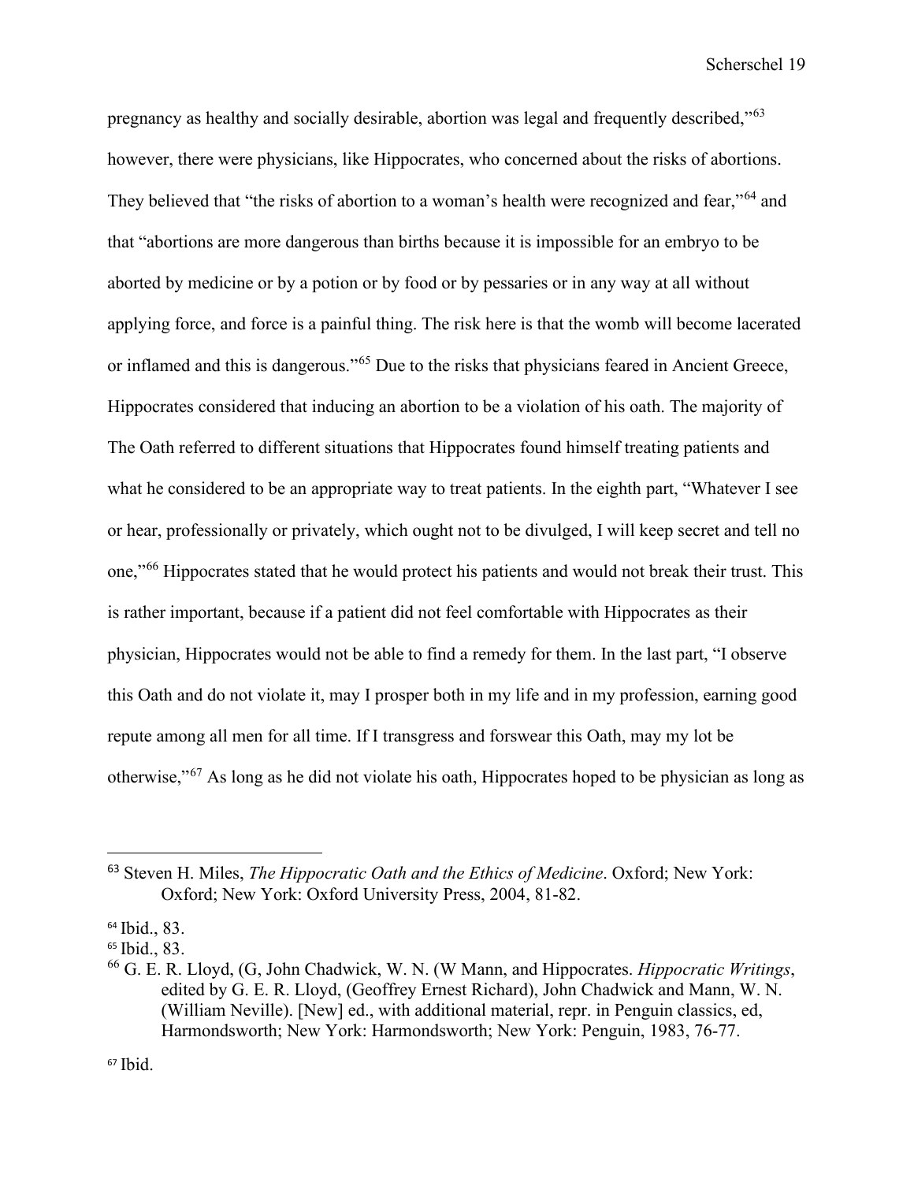pregnancy as healthy and socially desirable, abortion was legal and frequently described,"[63] however, there were physicians, like Hippocrates, who concerned about the risks of abortions. They believed that "the risks of abortion to a woman's health were recognized and fear,"[64] and that "abortions are more dangerous than births because it is impossible for an embryo to be aborted by medicine or by a potion or by food or by pessaries or in any way at all without applying force, and force is a painful thing. The risk here is that the womb will become lacerated or inflamed and this is dangerous."[65] Due to the risks that physicians feared in Ancient Greece, Hippocrates considered that inducing an abortion to be a violation of his oath. The majority of The Oath referred to different situations that Hippocrates found himself treating patients and what he considered to be an appropriate way to treat patients. In the eighth part, "Whatever I see or hear, professionally or privately, which ought not to be divulged, I will keep secret and tell no one,"[66] Hippocrates stated that he would protect his patients and would not break their trust. This is rather important, because if a patient did not feel comfortable with Hippocrates as their physician, Hippocrates would not be able to find a remedy for them. In the last part, "I observe this Oath and do not violate it, may I prosper both in my life and in my profession, earning good repute among all men for all time. If I transgress and forswear this Oath, may my lot be otherwise,"[67] As long as he did not violate his oath, Hippocrates hoped to be physician as long as

---

[63] Steven H. Miles, *The Hippocratic Oath and the Ethics of Medicine*. Oxford; New York: Oxford; New York: Oxford University Press, 2004, 81-82.

[64] Ibid., 83.

[65] Ibid., 83.

[66] G. E. R. Lloyd, (G, John Chadwick, W. N. (W Mann, and Hippocrates. *Hippocratic Writings*, edited by G. E. R. Lloyd, (Geoffrey Ernest Richard), John Chadwick and Mann, W. N. (William Neville). [New] ed., with additional material, repr. in Penguin classics, ed, Harmondsworth; New York: Harmondsworth; New York: Penguin, 1983, 76-77.

[67] Ibid.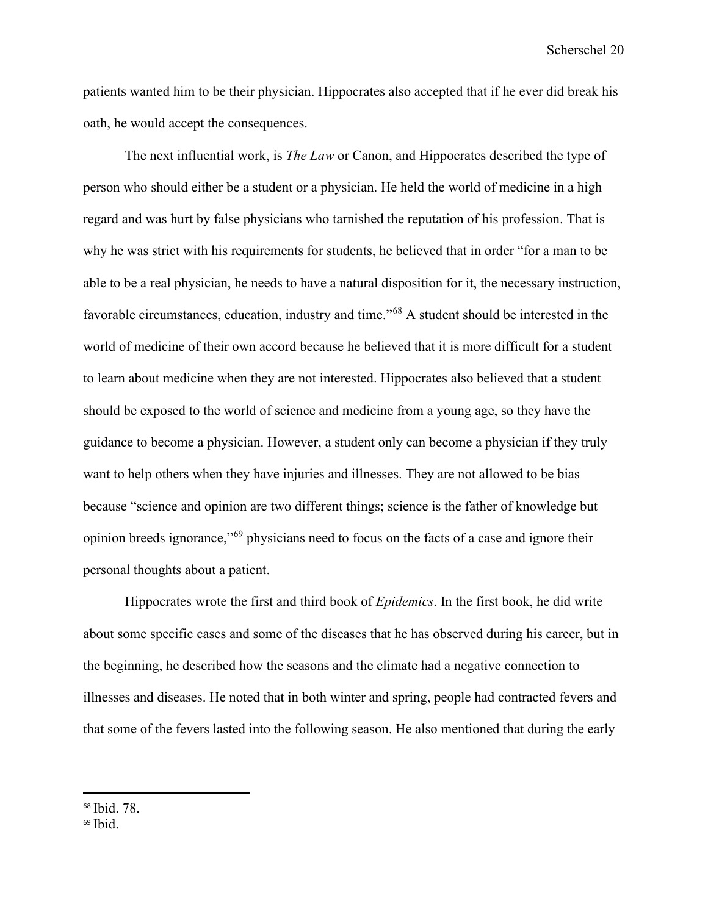patients wanted him to be their physician. Hippocrates also accepted that if he ever did break his oath, he would accept the consequences.

The next influential work, is *The Law* or Canon, and Hippocrates described the type of person who should either be a student or a physician. He held the world of medicine in a high regard and was hurt by false physicians who tarnished the reputation of his profession. That is why he was strict with his requirements for students, he believed that in order "for a man to be able to be a real physician, he needs to have a natural disposition for it, the necessary instruction, favorable circumstances, education, industry and time."[68] A student should be interested in the world of medicine of their own accord because he believed that it is more difficult for a student to learn about medicine when they are not interested. Hippocrates also believed that a student should be exposed to the world of science and medicine from a young age, so they have the guidance to become a physician. However, a student only can become a physician if they truly want to help others when they have injuries and illnesses. They are not allowed to be bias because "science and opinion are two different things; science is the father of knowledge but opinion breeds ignorance,"[69] physicians need to focus on the facts of a case and ignore their personal thoughts about a patient.

Hippocrates wrote the first and third book of *Epidemics*. In the first book, he did write about some specific cases and some of the diseases that he has observed during his career, but in the beginning, he described how the seasons and the climate had a negative connection to illnesses and diseases. He noted that in both winter and spring, people had contracted fevers and that some of the fevers lasted into the following season. He also mentioned that during the early

---

[68] Ibid. 78.

[69] Ibid.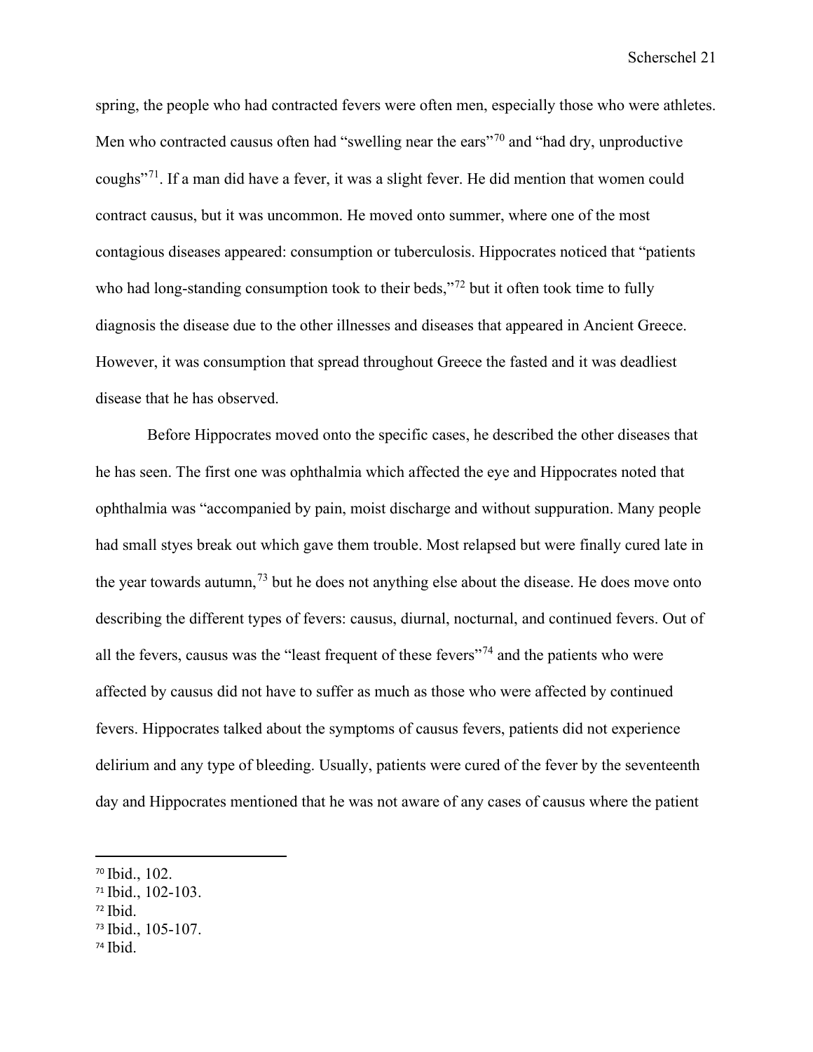spring, the people who had contracted fevers were often men, especially those who were athletes. Men who contracted causus often had "swelling near the ears"[70] and "had dry, unproductive coughs"[71]. If a man did have a fever, it was a slight fever. He did mention that women could contract causus, but it was uncommon. He moved onto summer, where one of the most contagious diseases appeared: consumption or tuberculosis. Hippocrates noticed that "patients who had long-standing consumption took to their beds,"[72] but it often took time to fully diagnosis the disease due to the other illnesses and diseases that appeared in Ancient Greece. However, it was consumption that spread throughout Greece the fasted and it was deadliest disease that he has observed.

Before Hippocrates moved onto the specific cases, he described the other diseases that he has seen. The first one was ophthalmia which affected the eye and Hippocrates noted that ophthalmia was "accompanied by pain, moist discharge and without suppuration. Many people had small styes break out which gave them trouble. Most relapsed but were finally cured late in the year towards autumn,[73] but he does not anything else about the disease. He does move onto describing the different types of fevers: causus, diurnal, nocturnal, and continued fevers. Out of all the fevers, causus was the "least frequent of these fevers"[74] and the patients who were affected by causus did not have to suffer as much as those who were affected by continued fevers. Hippocrates talked about the symptoms of causus fevers, patients did not experience delirium and any type of bleeding. Usually, patients were cured of the fever by the seventeenth day and Hippocrates mentioned that he was not aware of any cases of causus where the patient

---

[70] Ibid., 102.
[71] Ibid., 102-103.
[72] Ibid.
[73] Ibid., 105-107.
[74] Ibid.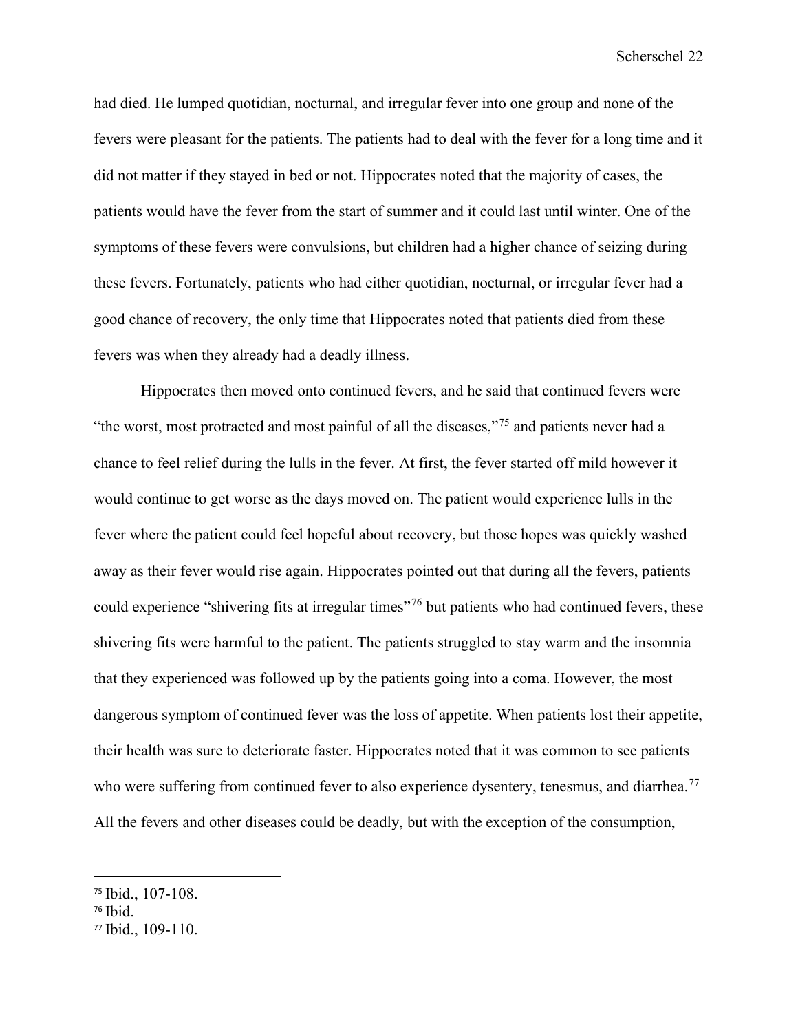had died. He lumped quotidian, nocturnal, and irregular fever into one group and none of the fevers were pleasant for the patients. The patients had to deal with the fever for a long time and it did not matter if they stayed in bed or not. Hippocrates noted that the majority of cases, the patients would have the fever from the start of summer and it could last until winter. One of the symptoms of these fevers were convulsions, but children had a higher chance of seizing during these fevers. Fortunately, patients who had either quotidian, nocturnal, or irregular fever had a good chance of recovery, the only time that Hippocrates noted that patients died from these fevers was when they already had a deadly illness.

Hippocrates then moved onto continued fevers, and he said that continued fevers were "the worst, most protracted and most painful of all the diseases,"[75] and patients never had a chance to feel relief during the lulls in the fever. At first, the fever started off mild however it would continue to get worse as the days moved on. The patient would experience lulls in the fever where the patient could feel hopeful about recovery, but those hopes was quickly washed away as their fever would rise again. Hippocrates pointed out that during all the fevers, patients could experience "shivering fits at irregular times"[76] but patients who had continued fevers, these shivering fits were harmful to the patient. The patients struggled to stay warm and the insomnia that they experienced was followed up by the patients going into a coma. However, the most dangerous symptom of continued fever was the loss of appetite. When patients lost their appetite, their health was sure to deteriorate faster. Hippocrates noted that it was common to see patients who were suffering from continued fever to also experience dysentery, tenesmus, and diarrhea.[77] All the fevers and other diseases could be deadly, but with the exception of the consumption,

---

[75] Ibid., 107-108.

[76] Ibid.

[77] Ibid., 109-110.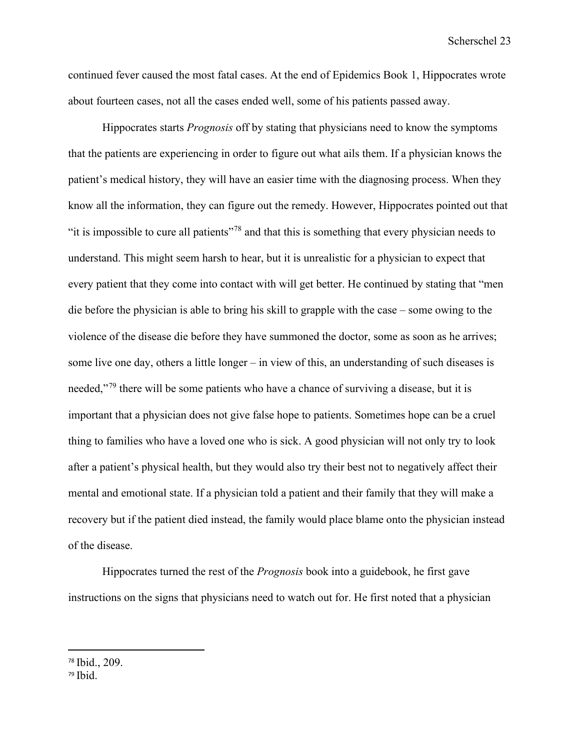continued fever caused the most fatal cases. At the end of Epidemics Book 1, Hippocrates wrote about fourteen cases, not all the cases ended well, some of his patients passed away.

Hippocrates starts *Prognosis* off by stating that physicians need to know the symptoms that the patients are experiencing in order to figure out what ails them. If a physician knows the patient's medical history, they will have an easier time with the diagnosing process. When they know all the information, they can figure out the remedy. However, Hippocrates pointed out that "it is impossible to cure all patients"[78] and that this is something that every physician needs to understand. This might seem harsh to hear, but it is unrealistic for a physician to expect that every patient that they come into contact with will get better. He continued by stating that "men die before the physician is able to bring his skill to grapple with the case – some owing to the violence of the disease die before they have summoned the doctor, some as soon as he arrives; some live one day, others a little longer – in view of this, an understanding of such diseases is needed,"[79] there will be some patients who have a chance of surviving a disease, but it is important that a physician does not give false hope to patients. Sometimes hope can be a cruel thing to families who have a loved one who is sick. A good physician will not only try to look after a patient's physical health, but they would also try their best not to negatively affect their mental and emotional state. If a physician told a patient and their family that they will make a recovery but if the patient died instead, the family would place blame onto the physician instead of the disease.

Hippocrates turned the rest of the *Prognosis* book into a guidebook, he first gave instructions on the signs that physicians need to watch out for. He first noted that a physician

---

[78] Ibid., 209.

[79] Ibid.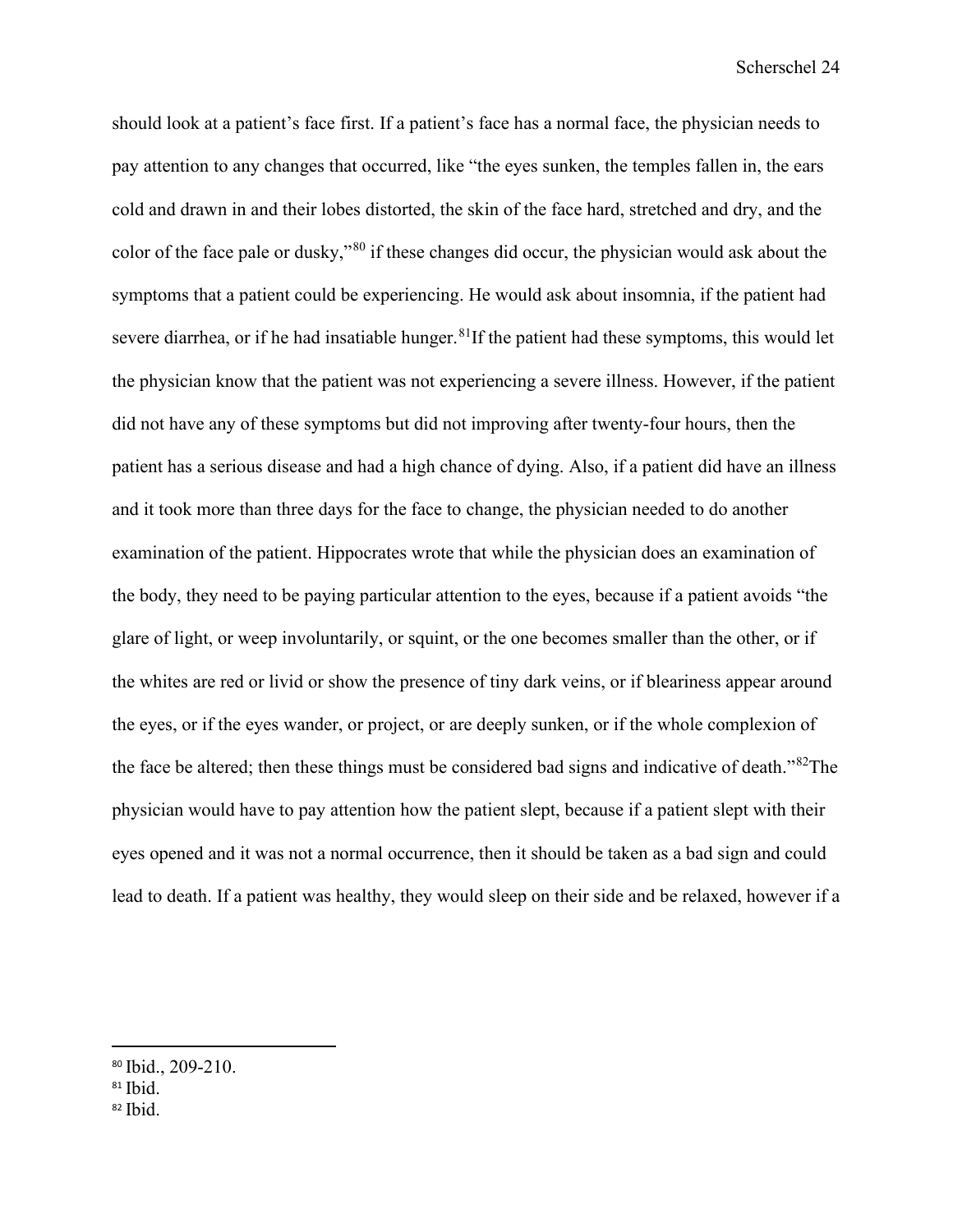should look at a patient's face first. If a patient's face has a normal face, the physician needs to pay attention to any changes that occurred, like "the eyes sunken, the temples fallen in, the ears cold and drawn in and their lobes distorted, the skin of the face hard, stretched and dry, and the color of the face pale or dusky,"[80] if these changes did occur, the physician would ask about the symptoms that a patient could be experiencing. He would ask about insomnia, if the patient had severe diarrhea, or if he had insatiable hunger.[81]If the patient had these symptoms, this would let the physician know that the patient was not experiencing a severe illness. However, if the patient did not have any of these symptoms but did not improving after twenty-four hours, then the patient has a serious disease and had a high chance of dying. Also, if a patient did have an illness and it took more than three days for the face to change, the physician needed to do another examination of the patient. Hippocrates wrote that while the physician does an examination of the body, they need to be paying particular attention to the eyes, because if a patient avoids "the glare of light, or weep involuntarily, or squint, or the one becomes smaller than the other, or if the whites are red or livid or show the presence of tiny dark veins, or if bleariness appear around the eyes, or if the eyes wander, or project, or are deeply sunken, or if the whole complexion of the face be altered; then these things must be considered bad signs and indicative of death."[82]The physician would have to pay attention how the patient slept, because if a patient slept with their eyes opened and it was not a normal occurrence, then it should be taken as a bad sign and could lead to death. If a patient was healthy, they would sleep on their side and be relaxed, however if a

---

[80] Ibid., 209-210.

[81] Ibid.

[82] Ibid.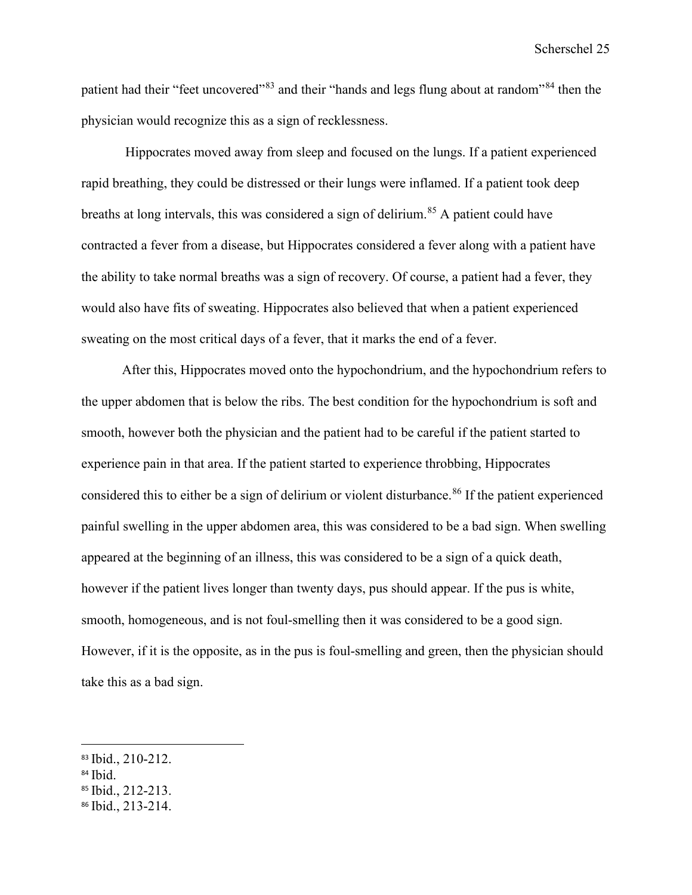patient had their "feet uncovered"[83] and their "hands and legs flung about at random"[84] then the physician would recognize this as a sign of recklessness.

Hippocrates moved away from sleep and focused on the lungs. If a patient experienced rapid breathing, they could be distressed or their lungs were inflamed. If a patient took deep breaths at long intervals, this was considered a sign of delirium.[85] A patient could have contracted a fever from a disease, but Hippocrates considered a fever along with a patient have the ability to take normal breaths was a sign of recovery. Of course, a patient had a fever, they would also have fits of sweating. Hippocrates also believed that when a patient experienced sweating on the most critical days of a fever, that it marks the end of a fever.

After this, Hippocrates moved onto the hypochondrium, and the hypochondrium refers to the upper abdomen that is below the ribs. The best condition for the hypochondrium is soft and smooth, however both the physician and the patient had to be careful if the patient started to experience pain in that area. If the patient started to experience throbbing, Hippocrates considered this to either be a sign of delirium or violent disturbance.[86] If the patient experienced painful swelling in the upper abdomen area, this was considered to be a bad sign. When swelling appeared at the beginning of an illness, this was considered to be a sign of a quick death, however if the patient lives longer than twenty days, pus should appear. If the pus is white, smooth, homogeneous, and is not foul-smelling then it was considered to be a good sign. However, if it is the opposite, as in the pus is foul-smelling and green, then the physician should take this as a bad sign.

---

[83] Ibid., 210-212.

[84] Ibid.

[85] Ibid., 212-213.

[86] Ibid., 213-214.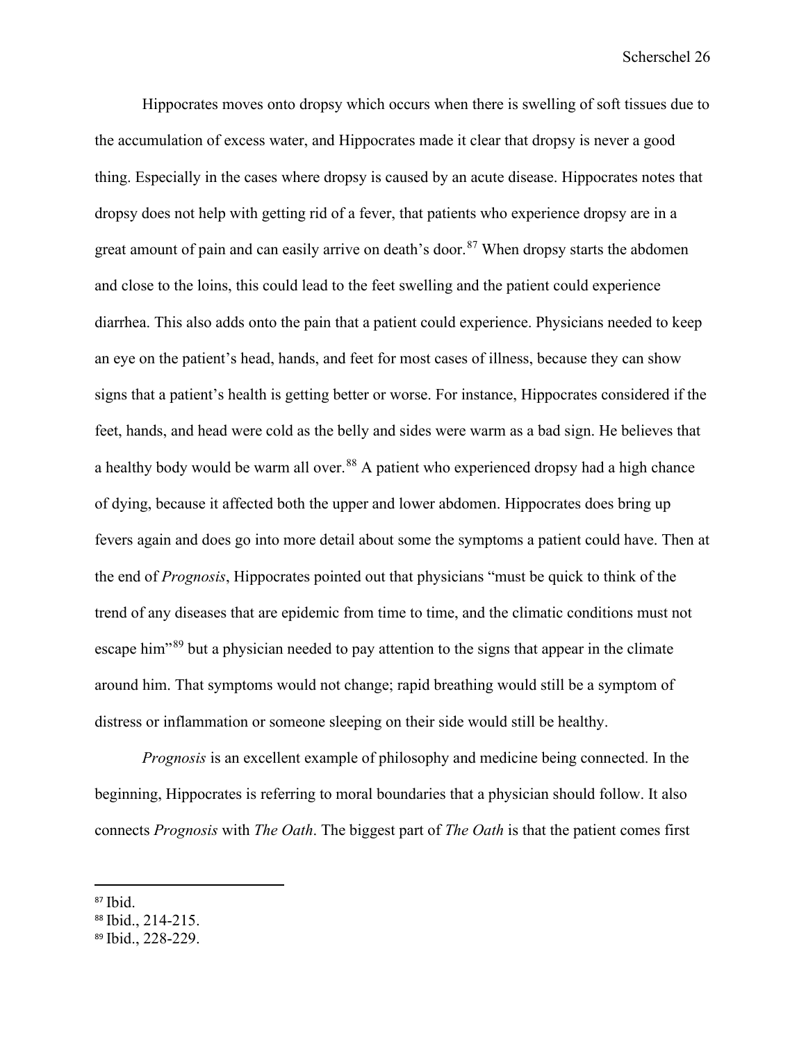Hippocrates moves onto dropsy which occurs when there is swelling of soft tissues due to the accumulation of excess water, and Hippocrates made it clear that dropsy is never a good thing. Especially in the cases where dropsy is caused by an acute disease. Hippocrates notes that dropsy does not help with getting rid of a fever, that patients who experience dropsy are in a great amount of pain and can easily arrive on death's door.[87] When dropsy starts the abdomen and close to the loins, this could lead to the feet swelling and the patient could experience diarrhea. This also adds onto the pain that a patient could experience. Physicians needed to keep an eye on the patient's head, hands, and feet for most cases of illness, because they can show signs that a patient's health is getting better or worse. For instance, Hippocrates considered if the feet, hands, and head were cold as the belly and sides were warm as a bad sign. He believes that a healthy body would be warm all over.[88] A patient who experienced dropsy had a high chance of dying, because it affected both the upper and lower abdomen. Hippocrates does bring up fevers again and does go into more detail about some the symptoms a patient could have. Then at the end of *Prognosis*, Hippocrates pointed out that physicians "must be quick to think of the trend of any diseases that are epidemic from time to time, and the climatic conditions must not escape him"[89] but a physician needed to pay attention to the signs that appear in the climate around him. That symptoms would not change; rapid breathing would still be a symptom of distress or inflammation or someone sleeping on their side would still be healthy.

*Prognosis* is an excellent example of philosophy and medicine being connected. In the beginning, Hippocrates is referring to moral boundaries that a physician should follow. It also connects *Prognosis* with *The Oath*. The biggest part of *The Oath* is that the patient comes first

---

[87] Ibid.

[88] Ibid., 214-215.

[89] Ibid., 228-229.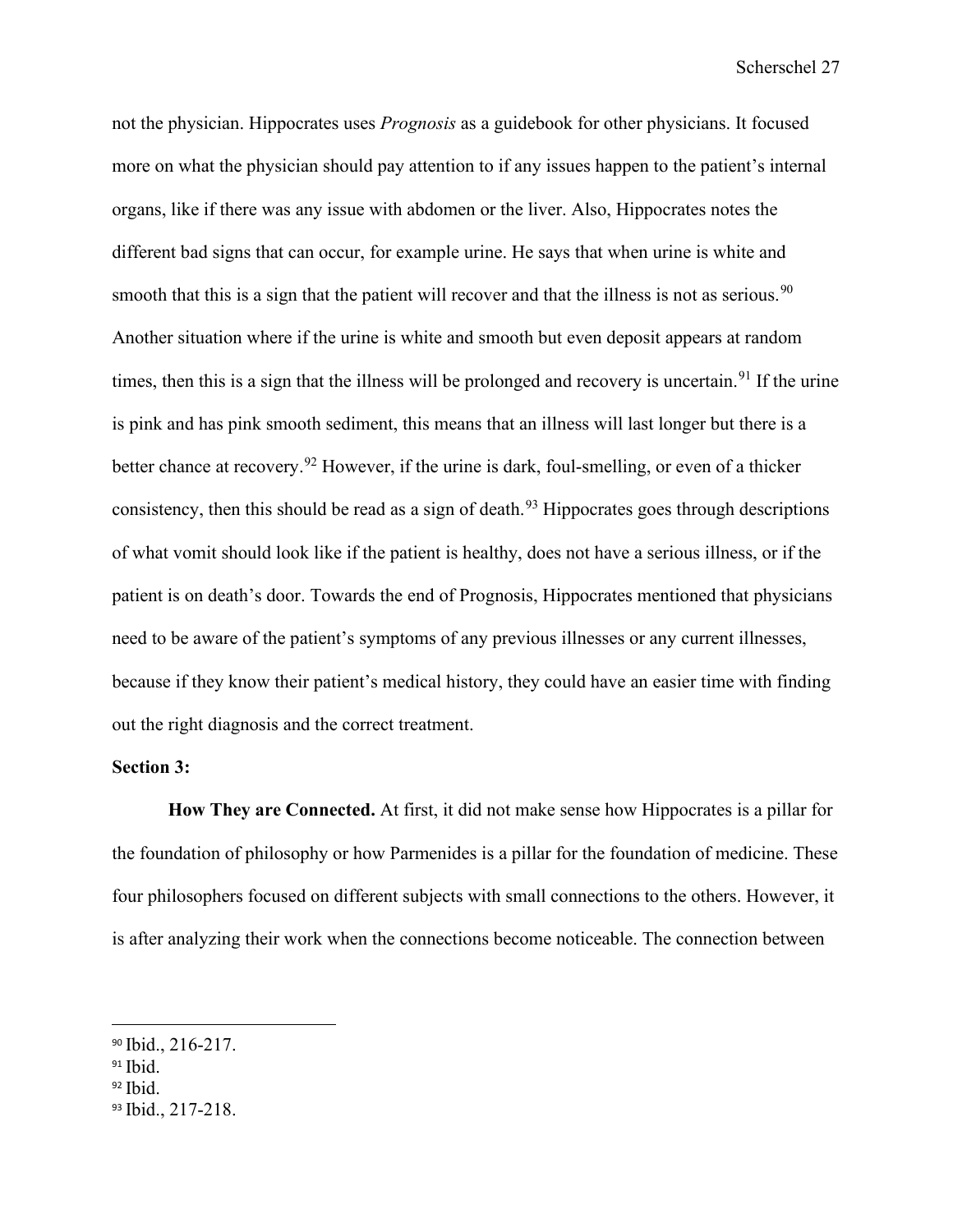not the physician. Hippocrates uses *Prognosis* as a guidebook for other physicians. It focused more on what the physician should pay attention to if any issues happen to the patient's internal organs, like if there was any issue with abdomen or the liver. Also, Hippocrates notes the different bad signs that can occur, for example urine. He says that when urine is white and smooth that this is a sign that the patient will recover and that the illness is not as serious.[90] Another situation where if the urine is white and smooth but even deposit appears at random times, then this is a sign that the illness will be prolonged and recovery is uncertain.[91] If the urine is pink and has pink smooth sediment, this means that an illness will last longer but there is a better chance at recovery.[92] However, if the urine is dark, foul-smelling, or even of a thicker consistency, then this should be read as a sign of death.[93] Hippocrates goes through descriptions of what vomit should look like if the patient is healthy, does not have a serious illness, or if the patient is on death's door. Towards the end of Prognosis, Hippocrates mentioned that physicians need to be aware of the patient's symptoms of any previous illnesses or any current illnesses, because if they know their patient's medical history, they could have an easier time with finding out the right diagnosis and the correct treatment.

**Section 3:**

**How They are Connected.** At first, it did not make sense how Hippocrates is a pillar for the foundation of philosophy or how Parmenides is a pillar for the foundation of medicine. These four philosophers focused on different subjects with small connections to the others. However, it is after analyzing their work when the connections become noticeable. The connection between

---

[90] Ibid., 216-217.

[91] Ibid.

[92] Ibid.

[93] Ibid., 217-218.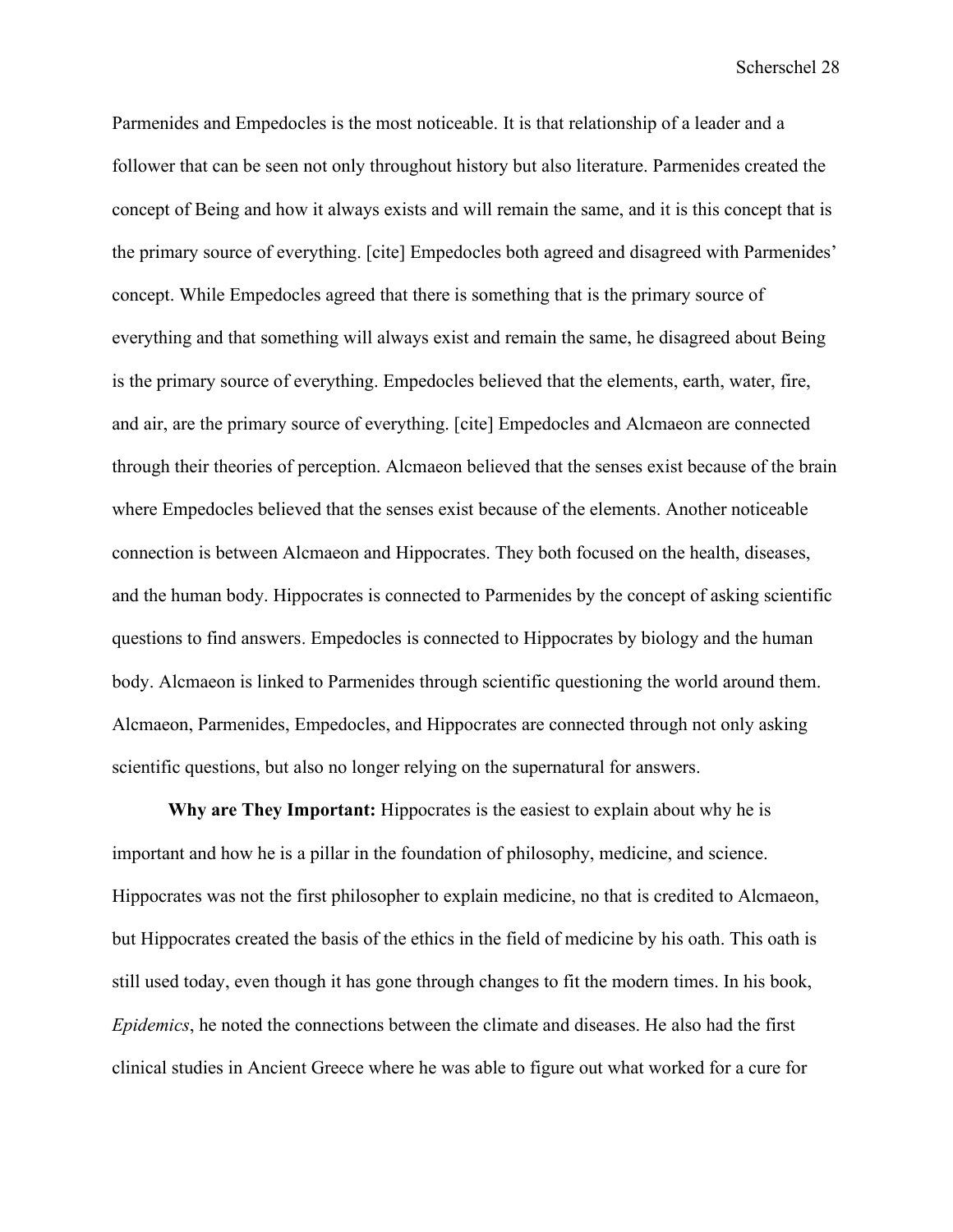Parmenides and Empedocles is the most noticeable. It is that relationship of a leader and a follower that can be seen not only throughout history but also literature. Parmenides created the concept of Being and how it always exists and will remain the same, and it is this concept that is the primary source of everything. [cite] Empedocles both agreed and disagreed with Parmenides' concept. While Empedocles agreed that there is something that is the primary source of everything and that something will always exist and remain the same, he disagreed about Being is the primary source of everything. Empedocles believed that the elements, earth, water, fire, and air, are the primary source of everything. [cite] Empedocles and Alcmaeon are connected through their theories of perception. Alcmaeon believed that the senses exist because of the brain where Empedocles believed that the senses exist because of the elements. Another noticeable connection is between Alcmaeon and Hippocrates. They both focused on the health, diseases, and the human body. Hippocrates is connected to Parmenides by the concept of asking scientific questions to find answers. Empedocles is connected to Hippocrates by biology and the human body. Alcmaeon is linked to Parmenides through scientific questioning the world around them. Alcmaeon, Parmenides, Empedocles, and Hippocrates are connected through not only asking scientific questions, but also no longer relying on the supernatural for answers.

**Why are They Important:** Hippocrates is the easiest to explain about why he is important and how he is a pillar in the foundation of philosophy, medicine, and science. Hippocrates was not the first philosopher to explain medicine, no that is credited to Alcmaeon, but Hippocrates created the basis of the ethics in the field of medicine by his oath. This oath is still used today, even though it has gone through changes to fit the modern times. In his book, *Epidemics*, he noted the connections between the climate and diseases. He also had the first clinical studies in Ancient Greece where he was able to figure out what worked for a cure for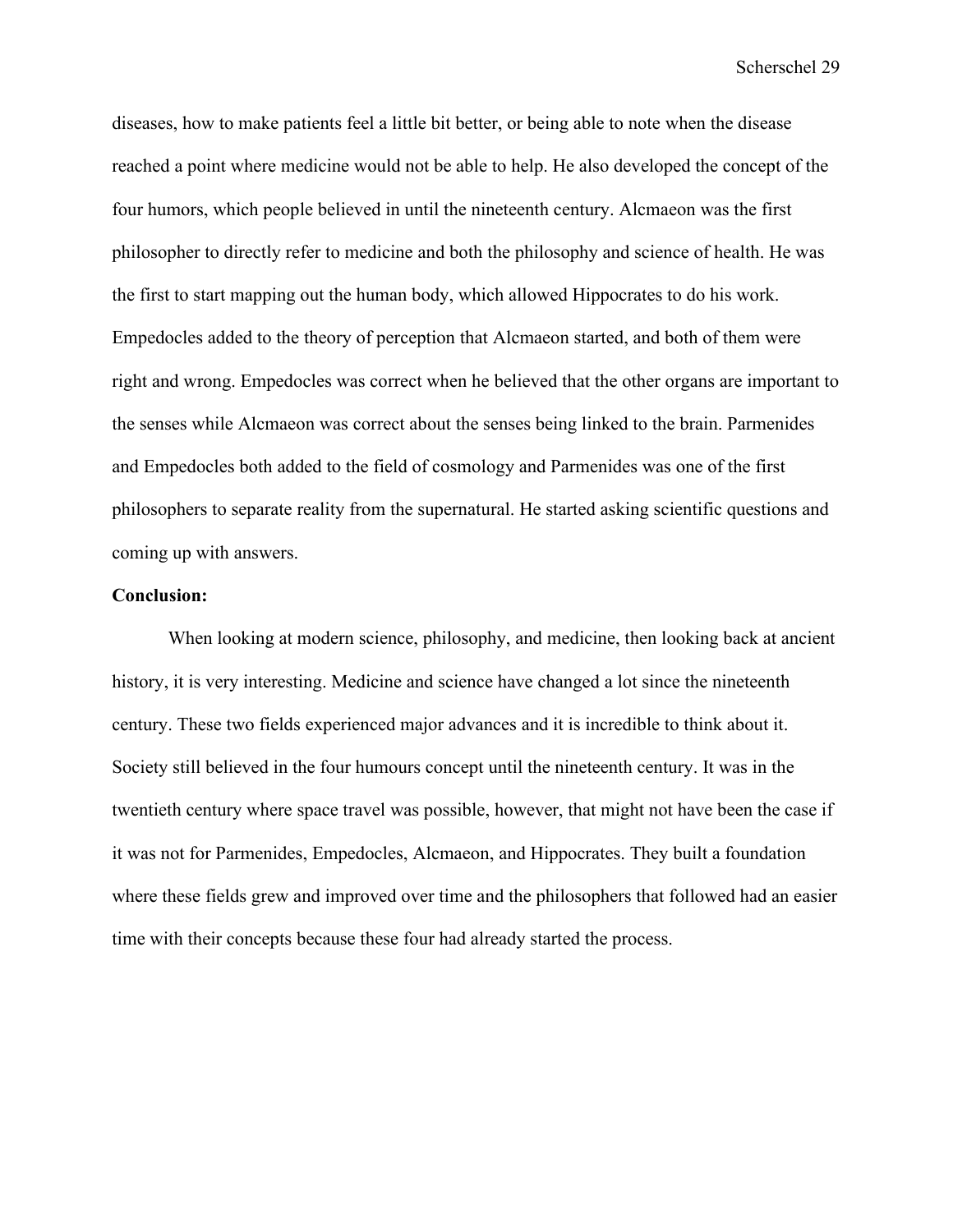diseases, how to make patients feel a little bit better, or being able to note when the disease reached a point where medicine would not be able to help. He also developed the concept of the four humors, which people believed in until the nineteenth century. Alcmaeon was the first philosopher to directly refer to medicine and both the philosophy and science of health. He was the first to start mapping out the human body, which allowed Hippocrates to do his work. Empedocles added to the theory of perception that Alcmaeon started, and both of them were right and wrong. Empedocles was correct when he believed that the other organs are important to the senses while Alcmaeon was correct about the senses being linked to the brain. Parmenides and Empedocles both added to the field of cosmology and Parmenides was one of the first philosophers to separate reality from the supernatural. He started asking scientific questions and coming up with answers.

**Conclusion:**

When looking at modern science, philosophy, and medicine, then looking back at ancient history, it is very interesting. Medicine and science have changed a lot since the nineteenth century. These two fields experienced major advances and it is incredible to think about it. Society still believed in the four humours concept until the nineteenth century. It was in the twentieth century where space travel was possible, however, that might not have been the case if it was not for Parmenides, Empedocles, Alcmaeon, and Hippocrates. They built a foundation where these fields grew and improved over time and the philosophers that followed had an easier time with their concepts because these four had already started the process.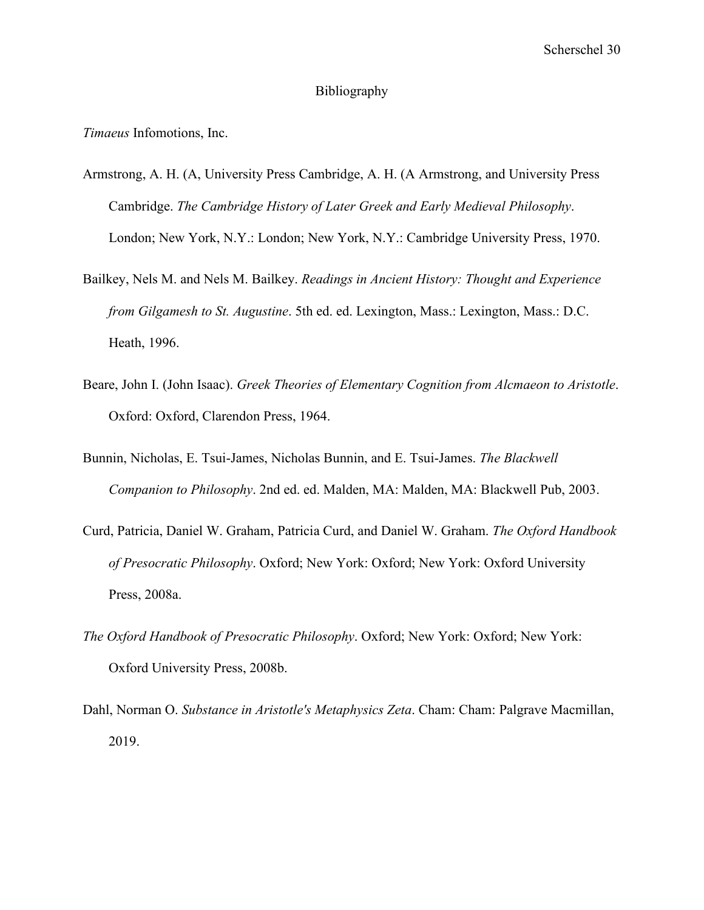# Bibliography

*Timaeus* Infomotions, Inc.

Armstrong, A. H. (A, University Press Cambridge, A. H. (A Armstrong, and University Press Cambridge. *The Cambridge History of Later Greek and Early Medieval Philosophy*. London; New York, N.Y.: London; New York, N.Y.: Cambridge University Press, 1970.

Bailkey, Nels M. and Nels M. Bailkey. *Readings in Ancient History: Thought and Experience from Gilgamesh to St. Augustine*. 5th ed. ed. Lexington, Mass.: Lexington, Mass.: D.C. Heath, 1996.

Beare, John I. (John Isaac). *Greek Theories of Elementary Cognition from Alcmaeon to Aristotle*. Oxford: Oxford, Clarendon Press, 1964.

Bunnin, Nicholas, E. Tsui-James, Nicholas Bunnin, and E. Tsui-James. *The Blackwell Companion to Philosophy*. 2nd ed. ed. Malden, MA: Malden, MA: Blackwell Pub, 2003.

Curd, Patricia, Daniel W. Graham, Patricia Curd, and Daniel W. Graham. *The Oxford Handbook of Presocratic Philosophy*. Oxford; New York: Oxford; New York: Oxford University Press, 2008a.

*The Oxford Handbook of Presocratic Philosophy*. Oxford; New York: Oxford; New York: Oxford University Press, 2008b.

Dahl, Norman O. *Substance in Aristotle's Metaphysics Zeta*. Cham: Cham: Palgrave Macmillan, 2019.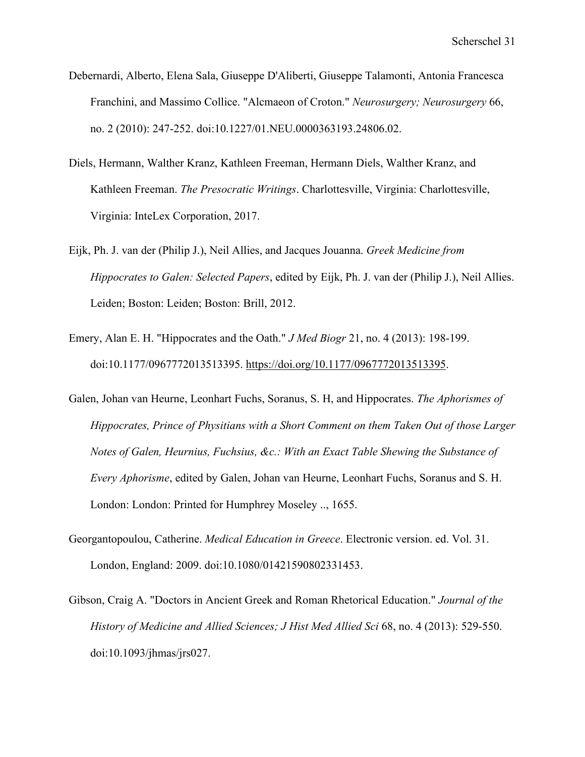Debernardi, Alberto, Elena Sala, Giuseppe D'Aliberti, Giuseppe Talamonti, Antonia Francesca Franchini, and Massimo Collice. "Alcmaeon of Croton." *Neurosurgery; Neurosurgery* 66, no. 2 (2010): 247-252. doi:10.1227/01.NEU.0000363193.24806.02.

Diels, Hermann, Walther Kranz, Kathleen Freeman, Hermann Diels, Walther Kranz, and Kathleen Freeman. *The Presocratic Writings*. Charlottesville, Virginia: Charlottesville, Virginia: InteLex Corporation, 2017.

Eijk, Ph. J. van der (Philip J.), Neil Allies, and Jacques Jouanna. *Greek Medicine from Hippocrates to Galen: Selected Papers*, edited by Eijk, Ph. J. van der (Philip J.), Neil Allies. Leiden; Boston: Leiden; Boston: Brill, 2012.

Emery, Alan E. H. "Hippocrates and the Oath." *J Med Biogr* 21, no. 4 (2013): 198-199. doi:10.1177/0967772013513395. https://doi.org/10.1177/0967772013513395.

Galen, Johan van Heurne, Leonhart Fuchs, Soranus, S. H, and Hippocrates. *The Aphorismes of Hippocrates, Prince of Physitians with a Short Comment on them Taken Out of those Larger Notes of Galen, Heurnius, Fuchsius, &c.: With an Exact Table Shewing the Substance of Every Aphorisme*, edited by Galen, Johan van Heurne, Leonhart Fuchs, Soranus and S. H. London: London: Printed for Humphrey Moseley .., 1655.

Georgantopoulou, Catherine. *Medical Education in Greece*. Electronic version. ed. Vol. 31. London, England: 2009. doi:10.1080/01421590802331453.

Gibson, Craig A. "Doctors in Ancient Greek and Roman Rhetorical Education." *Journal of the History of Medicine and Allied Sciences; J Hist Med Allied Sci* 68, no. 4 (2013): 529-550. doi:10.1093/jhmas/jrs027.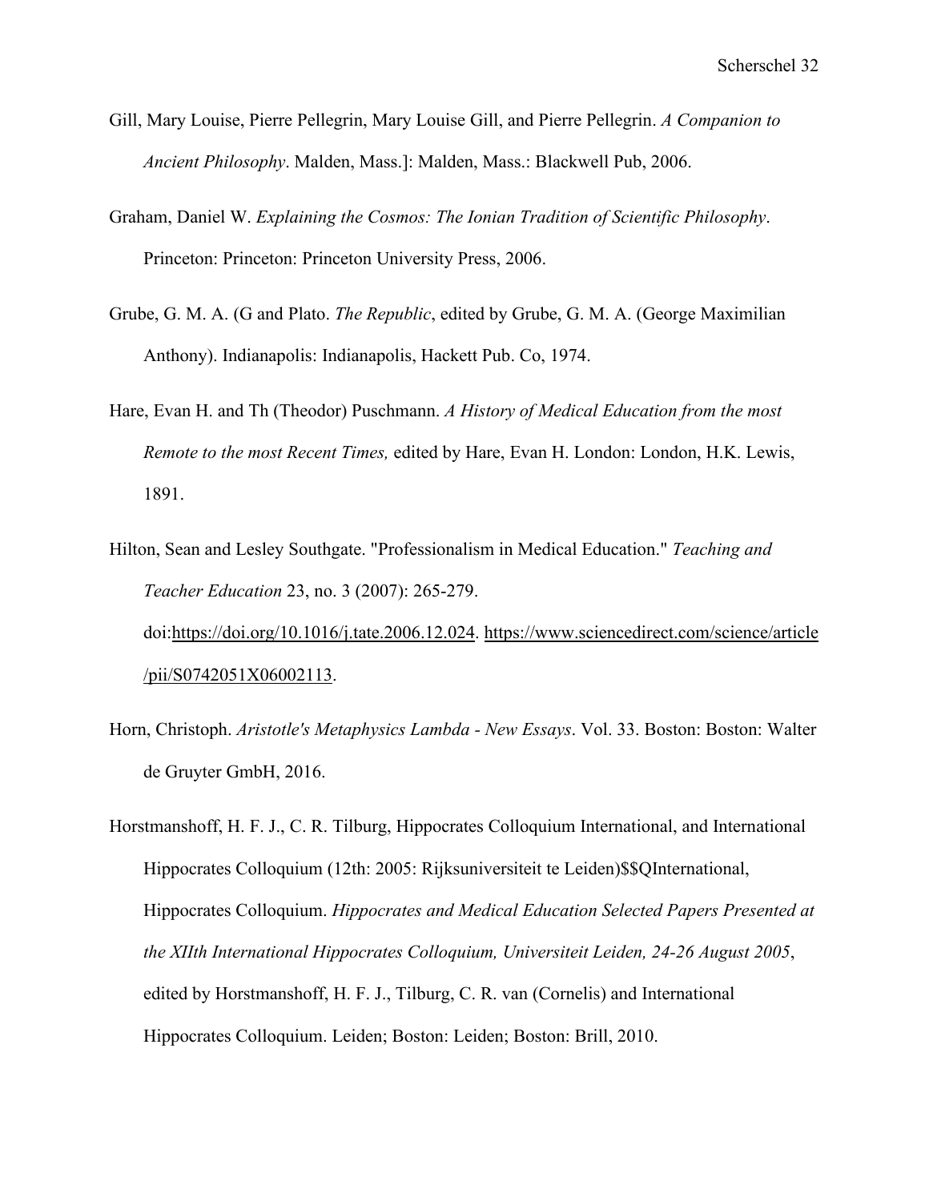Gill, Mary Louise, Pierre Pellegrin, Mary Louise Gill, and Pierre Pellegrin. *A Companion to Ancient Philosophy*. Malden, Mass.]: Malden, Mass.: Blackwell Pub, 2006.

Graham, Daniel W. *Explaining the Cosmos: The Ionian Tradition of Scientific Philosophy*. Princeton: Princeton: Princeton University Press, 2006.

Grube, G. M. A. (G and Plato. *The Republic*, edited by Grube, G. M. A. (George Maximilian Anthony). Indianapolis: Indianapolis, Hackett Pub. Co, 1974.

Hare, Evan H. and Th (Theodor) Puschmann. *A History of Medical Education from the most Remote to the most Recent Times,* edited by Hare, Evan H. London: London, H.K. Lewis, 1891.

Hilton, Sean and Lesley Southgate. "Professionalism in Medical Education." *Teaching and Teacher Education* 23, no. 3 (2007): 265-279. doi:https://doi.org/10.1016/j.tate.2006.12.024. https://www.sciencedirect.com/science/article/pii/S0742051X06002113.

Horn, Christoph. *Aristotle's Metaphysics Lambda - New Essays*. Vol. 33. Boston: Boston: Walter de Gruyter GmbH, 2016.

Horstmanshoff, H. F. J., C. R. Tilburg, Hippocrates Colloquium International, and International Hippocrates Colloquium (12th: 2005: Rijksuniversiteit te Leiden)$$QInternational, Hippocrates Colloquium. *Hippocrates and Medical Education Selected Papers Presented at the XIIth International Hippocrates Colloquium, Universiteit Leiden, 24-26 August 2005*, edited by Horstmanshoff, H. F. J., Tilburg, C. R. van (Cornelis) and International Hippocrates Colloquium. Leiden; Boston: Leiden; Boston: Brill, 2010.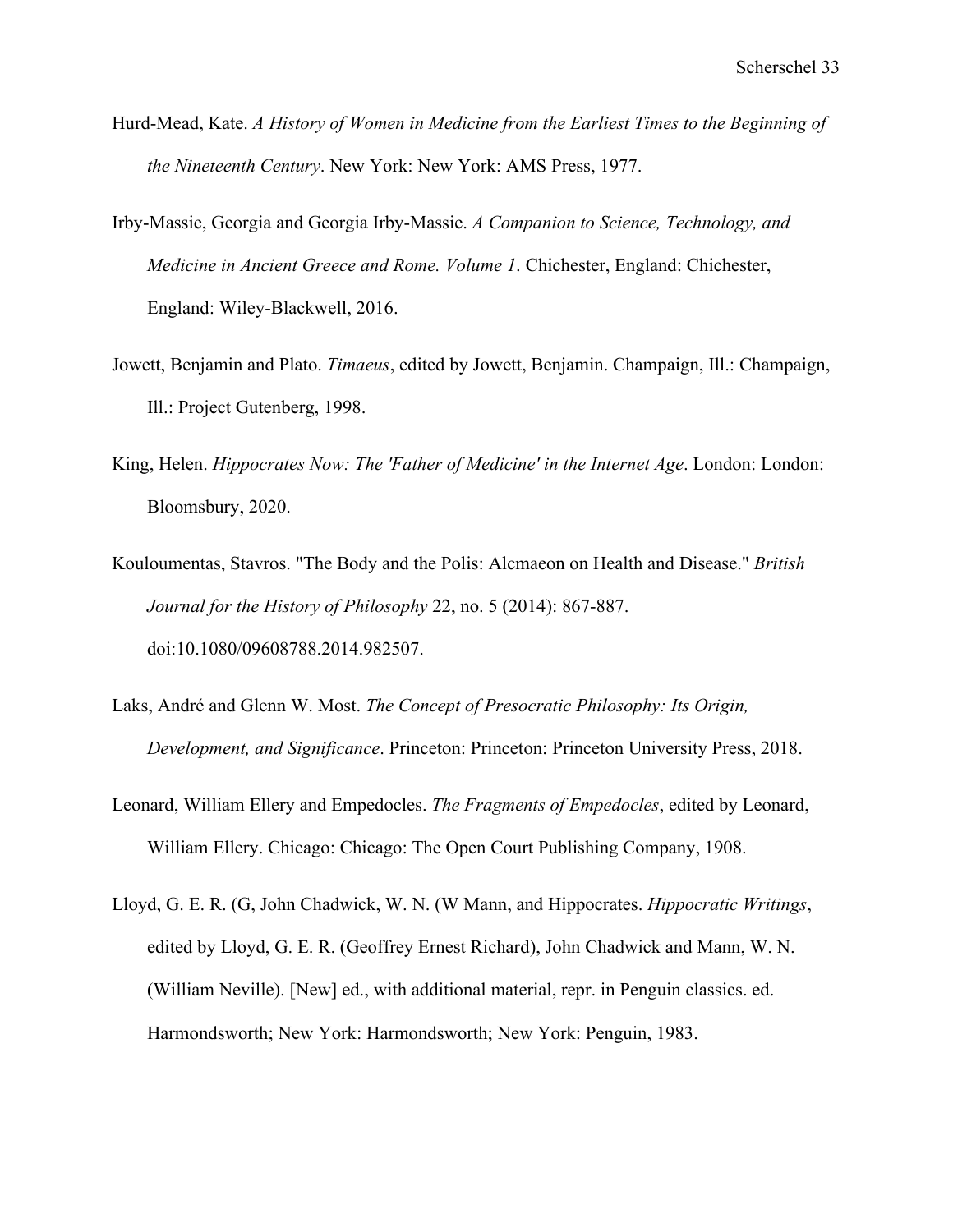Hurd-Mead, Kate. *A History of Women in Medicine from the Earliest Times to the Beginning of the Nineteenth Century*. New York: New York: AMS Press, 1977.

Irby-Massie, Georgia and Georgia Irby-Massie. *A Companion to Science, Technology, and Medicine in Ancient Greece and Rome. Volume 1*. Chichester, England: Chichester, England: Wiley-Blackwell, 2016.

Jowett, Benjamin and Plato. *Timaeus*, edited by Jowett, Benjamin. Champaign, Ill.: Champaign, Ill.: Project Gutenberg, 1998.

King, Helen. *Hippocrates Now: The 'Father of Medicine' in the Internet Age*. London: London: Bloomsbury, 2020.

Kouloumentas, Stavros. "The Body and the Polis: Alcmaeon on Health and Disease." *British Journal for the History of Philosophy* 22, no. 5 (2014): 867-887. doi:10.1080/09608788.2014.982507.

Laks, André and Glenn W. Most. *The Concept of Presocratic Philosophy: Its Origin, Development, and Significance*. Princeton: Princeton: Princeton University Press, 2018.

Leonard, William Ellery and Empedocles. *The Fragments of Empedocles*, edited by Leonard, William Ellery. Chicago: Chicago: The Open Court Publishing Company, 1908.

Lloyd, G. E. R. (G, John Chadwick, W. N. (W Mann, and Hippocrates. *Hippocratic Writings*, edited by Lloyd, G. E. R. (Geoffrey Ernest Richard), John Chadwick and Mann, W. N. (William Neville). [New] ed., with additional material, repr. in Penguin classics. ed. Harmondsworth; New York: Harmondsworth; New York: Penguin, 1983.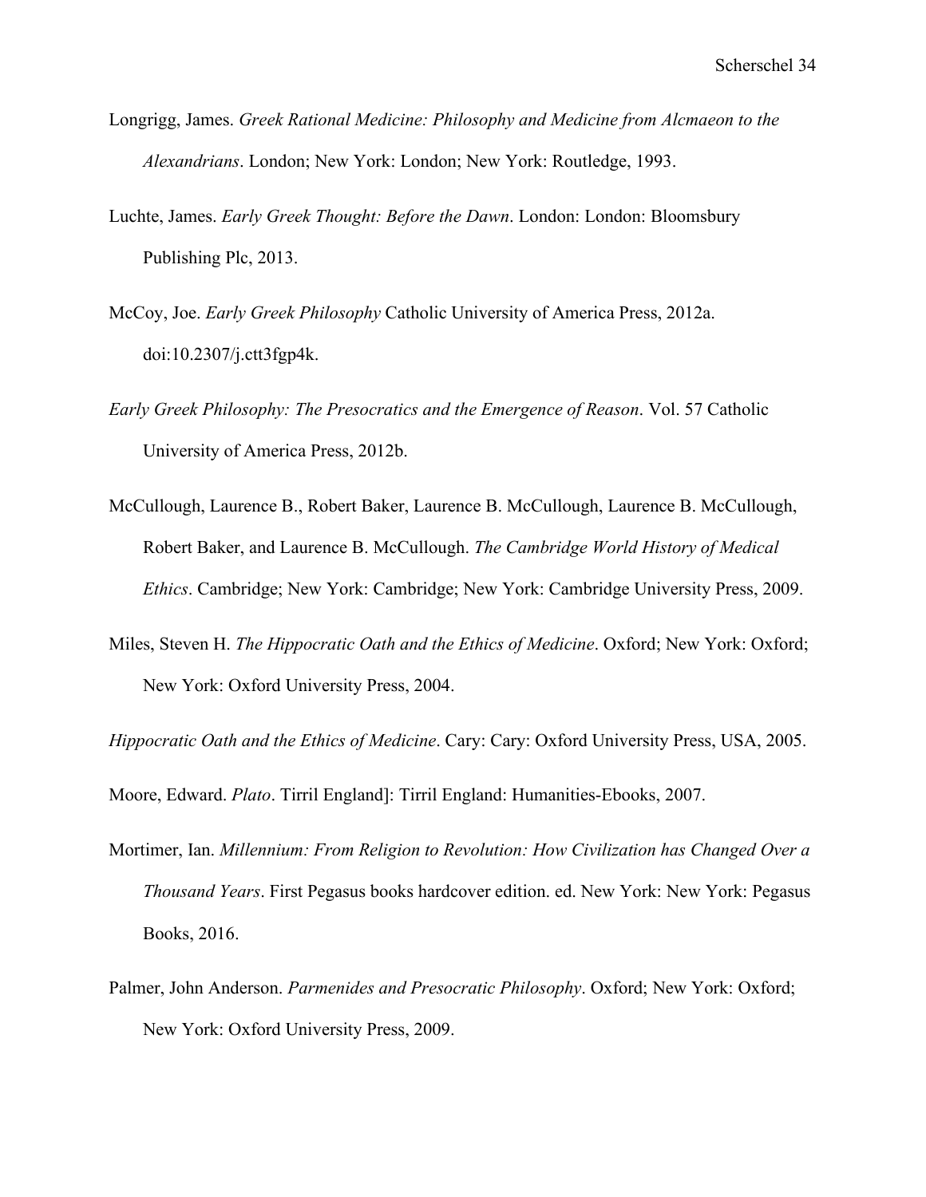Longrigg, James. *Greek Rational Medicine: Philosophy and Medicine from Alcmaeon to the Alexandrians*. London; New York: London; New York: Routledge, 1993.

Luchte, James. *Early Greek Thought: Before the Dawn*. London: London: Bloomsbury Publishing Plc, 2013.

McCoy, Joe. *Early Greek Philosophy* Catholic University of America Press, 2012a. doi:10.2307/j.ctt3fgp4k.

*Early Greek Philosophy: The Presocratics and the Emergence of Reason*. Vol. 57 Catholic University of America Press, 2012b.

McCullough, Laurence B., Robert Baker, Laurence B. McCullough, Laurence B. McCullough, Robert Baker, and Laurence B. McCullough. *The Cambridge World History of Medical Ethics*. Cambridge; New York: Cambridge; New York: Cambridge University Press, 2009.

Miles, Steven H. *The Hippocratic Oath and the Ethics of Medicine*. Oxford; New York: Oxford; New York: Oxford University Press, 2004.

*Hippocratic Oath and the Ethics of Medicine*. Cary: Cary: Oxford University Press, USA, 2005.

Moore, Edward. *Plato*. Tirril England]: Tirril England: Humanities-Ebooks, 2007.

Mortimer, Ian. *Millennium: From Religion to Revolution: How Civilization has Changed Over a Thousand Years*. First Pegasus books hardcover edition. ed. New York: New York: Pegasus Books, 2016.

Palmer, John Anderson. *Parmenides and Presocratic Philosophy*. Oxford; New York: Oxford; New York: Oxford University Press, 2009.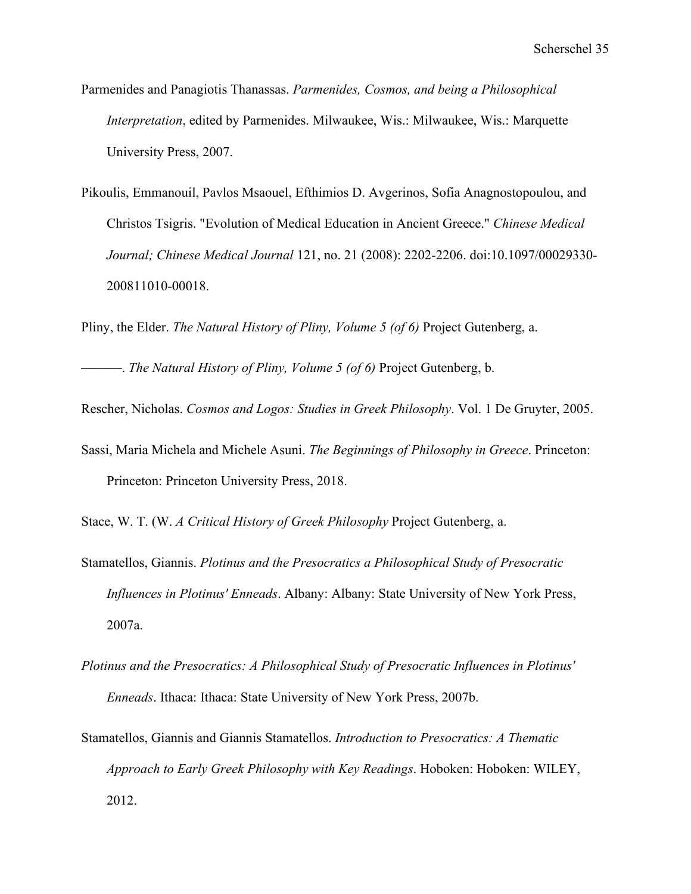Parmenides and Panagiotis Thanassas. *Parmenides, Cosmos, and being a Philosophical Interpretation*, edited by Parmenides. Milwaukee, Wis.: Milwaukee, Wis.: Marquette University Press, 2007.

Pikoulis, Emmanouil, Pavlos Msaouel, Efthimios D. Avgerinos, Sofia Anagnostopoulou, and Christos Tsigris. "Evolution of Medical Education in Ancient Greece." *Chinese Medical Journal; Chinese Medical Journal* 121, no. 21 (2008): 2202-2206. doi:10.1097/00029330-200811010-00018.

Pliny, the Elder. *The Natural History of Pliny, Volume 5 (of 6)* Project Gutenberg, a.

———. *The Natural History of Pliny, Volume 5 (of 6)* Project Gutenberg, b.

Rescher, Nicholas. *Cosmos and Logos: Studies in Greek Philosophy*. Vol. 1 De Gruyter, 2005.

Sassi, Maria Michela and Michele Asuni. *The Beginnings of Philosophy in Greece*. Princeton: Princeton: Princeton University Press, 2018.

Stace, W. T. (W. *A Critical History of Greek Philosophy* Project Gutenberg, a.

Stamatellos, Giannis. *Plotinus and the Presocratics a Philosophical Study of Presocratic Influences in Plotinus' Enneads*. Albany: Albany: State University of New York Press, 2007a.

*Plotinus and the Presocratics: A Philosophical Study of Presocratic Influences in Plotinus' Enneads*. Ithaca: Ithaca: State University of New York Press, 2007b.

Stamatellos, Giannis and Giannis Stamatellos. *Introduction to Presocratics: A Thematic Approach to Early Greek Philosophy with Key Readings*. Hoboken: Hoboken: WILEY, 2012.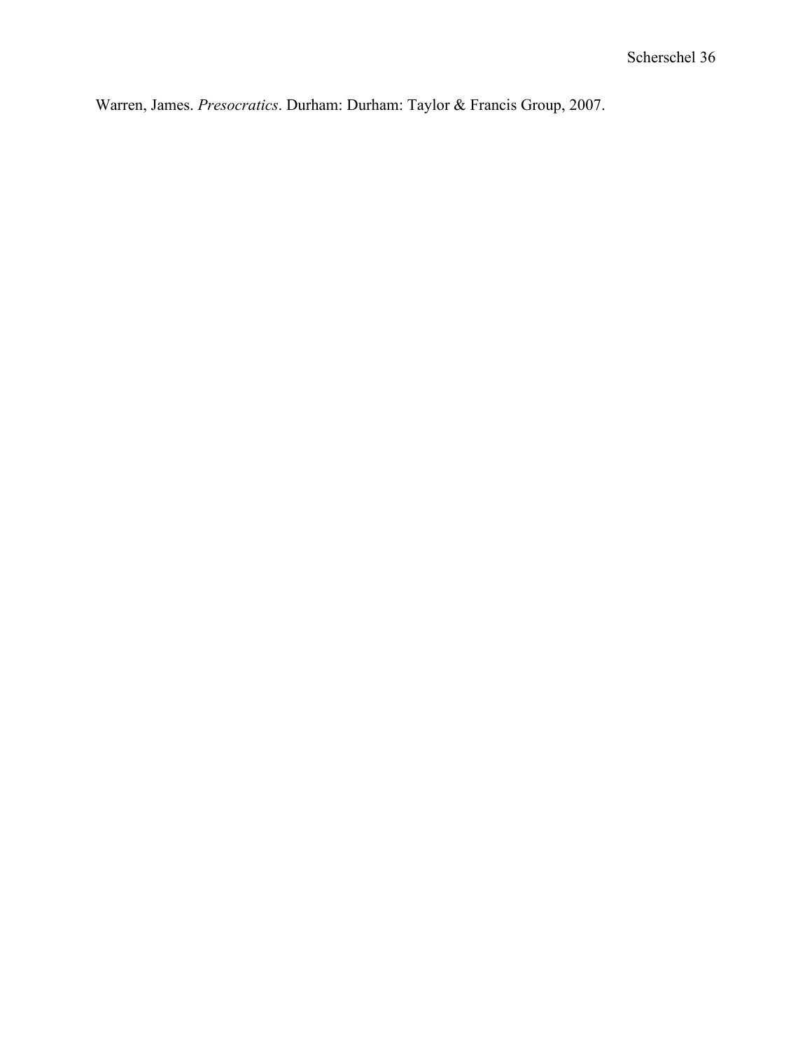Warren, James. *Presocratics*. Durham: Durham: Taylor & Francis Group, 2007.